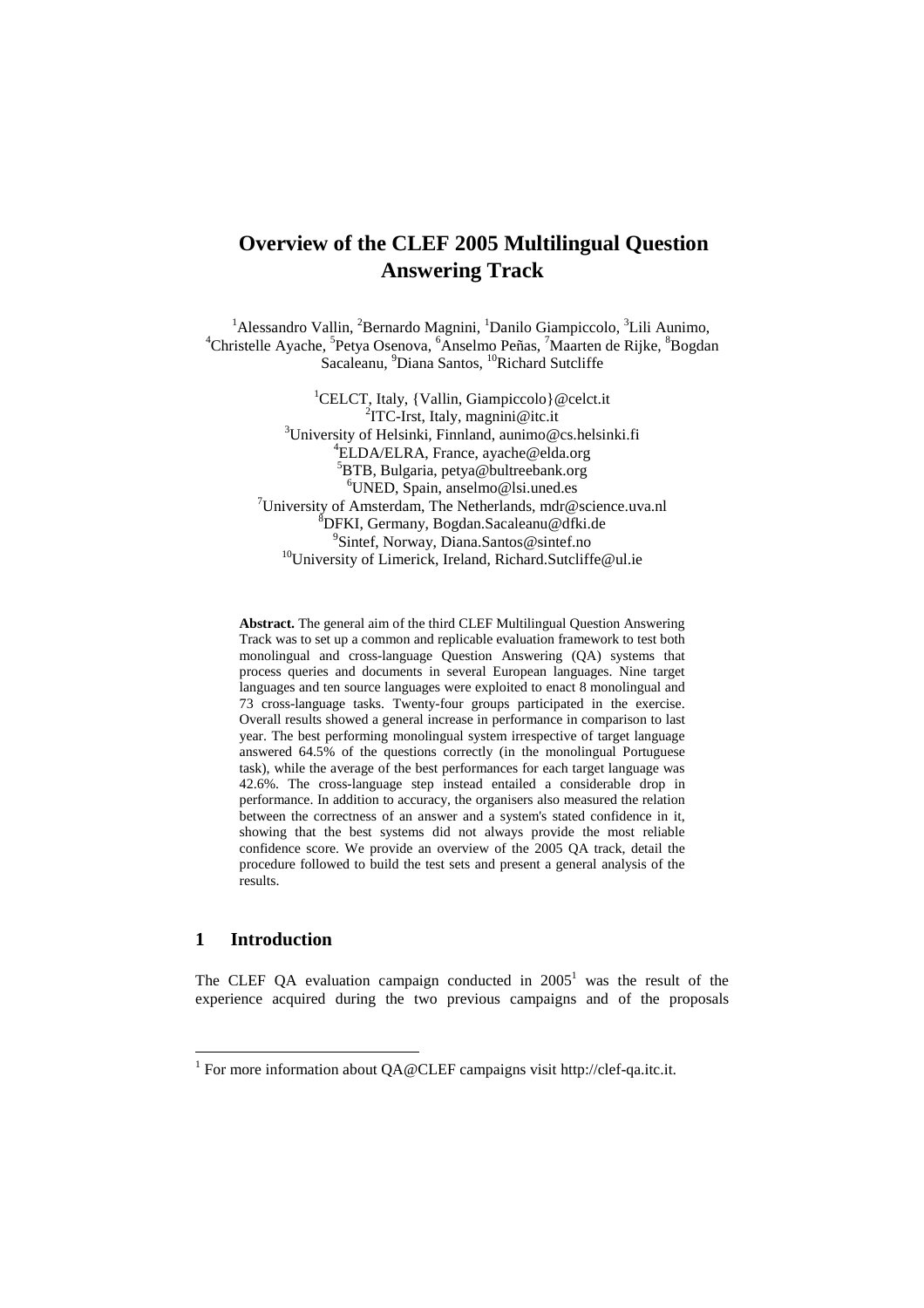# Overview of the CLEF 2005 Multilingual Question Answering Track

[1]Alessandro Vallin, [2]Bernardo Magnini, [1]Danilo Giampiccolo, [3]Lili Aunimo, [4]Christelle Ayache, [5]Petya Osenova, [6]Anselmo Peñas, [7]Maarten de Rijke, [8]Bogdan Sacaleanu, [9]Diana Santos, [10]Richard Sutcliffe

[1]CELCT, Italy, {Vallin, Giampiccolo}@celct.it
[2]ITC-Irst, Italy, magnini@itc.it
[3]University of Helsinki, Finnland, aunimo@cs.helsinki.fi
[4]ELDA/ELRA, France, ayache@elda.org
[5]BTB, Bulgaria, petya@bultreebank.org
[6]UNED, Spain, anselmo@lsi.uned.es
[7]University of Amsterdam, The Netherlands, mdr@science.uva.nl
[8]DFKI, Germany, Bogdan.Sacaleanu@dfki.de
[9]Sintef, Norway, Diana.Santos@sintef.no
[10]University of Limerick, Ireland, Richard.Sutcliffe@ul.ie

**Abstract.** The general aim of the third CLEF Multilingual Question Answering Track was to set up a common and replicable evaluation framework to test both monolingual and cross-language Question Answering (QA) systems that process queries and documents in several European languages. Nine target languages and ten source languages were exploited to enact 8 monolingual and 73 cross-language tasks. Twenty-four groups participated in the exercise. Overall results showed a general increase in performance in comparison to last year. The best performing monolingual system irrespective of target language answered 64.5% of the questions correctly (in the monolingual Portuguese task), while the average of the best performances for each target language was 42.6%. The cross-language step instead entailed a considerable drop in performance. In addition to accuracy, the organisers also measured the relation between the correctness of an answer and a system's stated confidence in it, showing that the best systems did not always provide the most reliable confidence score. We provide an overview of the 2005 QA track, detail the procedure followed to build the test sets and present a general analysis of the results.

## 1 Introduction

The CLEF QA evaluation campaign conducted in 2005[1] was the result of the experience acquired during the two previous campaigns and of the proposals

[1] For more information about QA@CLEF campaigns visit http://clef-qa.itc.it.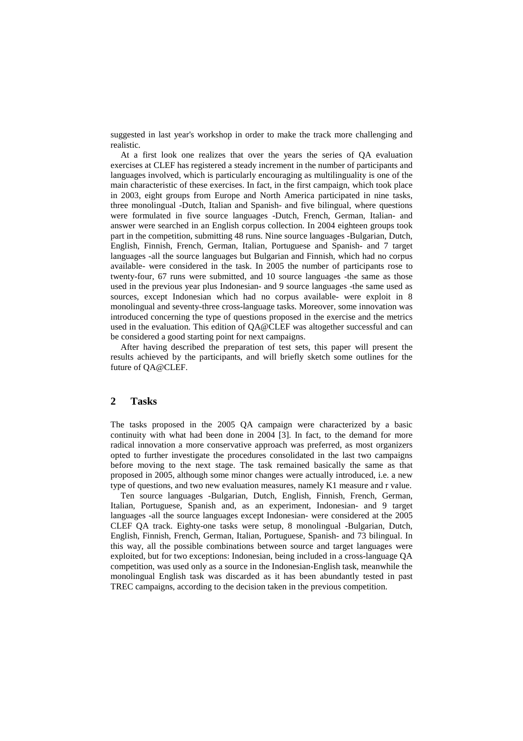suggested in last year's workshop in order to make the track more challenging and realistic.

At a first look one realizes that over the years the series of QA evaluation exercises at CLEF has registered a steady increment in the number of participants and languages involved, which is particularly encouraging as multilinguality is one of the main characteristic of these exercises. In fact, in the first campaign, which took place in 2003, eight groups from Europe and North America participated in nine tasks, three monolingual -Dutch, Italian and Spanish- and five bilingual, where questions were formulated in five source languages -Dutch, French, German, Italian- and answer were searched in an English corpus collection. In 2004 eighteen groups took part in the competition, submitting 48 runs. Nine source languages -Bulgarian, Dutch, English, Finnish, French, German, Italian, Portuguese and Spanish- and 7 target languages -all the source languages but Bulgarian and Finnish, which had no corpus available- were considered in the task. In 2005 the number of participants rose to twenty-four, 67 runs were submitted, and 10 source languages -the same as those used in the previous year plus Indonesian- and 9 source languages -the same used as sources, except Indonesian which had no corpus available- were exploit in 8 monolingual and seventy-three cross-language tasks. Moreover, some innovation was introduced concerning the type of questions proposed in the exercise and the metrics used in the evaluation. This edition of QA@CLEF was altogether successful and can be considered a good starting point for next campaigns.

After having described the preparation of test sets, this paper will present the results achieved by the participants, and will briefly sketch some outlines for the future of QA@CLEF.

## 2 Tasks

The tasks proposed in the 2005 QA campaign were characterized by a basic continuity with what had been done in 2004 [3]. In fact, to the demand for more radical innovation a more conservative approach was preferred, as most organizers opted to further investigate the procedures consolidated in the last two campaigns before moving to the next stage. The task remained basically the same as that proposed in 2005, although some minor changes were actually introduced, i.e. a new type of questions, and two new evaluation measures, namely K1 measure and r value.

Ten source languages -Bulgarian, Dutch, English, Finnish, French, German, Italian, Portuguese, Spanish and, as an experiment, Indonesian- and 9 target languages -all the source languages except Indonesian- were considered at the 2005 CLEF QA track. Eighty-one tasks were setup, 8 monolingual -Bulgarian, Dutch, English, Finnish, French, German, Italian, Portuguese, Spanish- and 73 bilingual. In this way, all the possible combinations between source and target languages were exploited, but for two exceptions: Indonesian, being included in a cross-language QA competition, was used only as a source in the Indonesian-English task, meanwhile the monolingual English task was discarded as it has been abundantly tested in past TREC campaigns, according to the decision taken in the previous competition.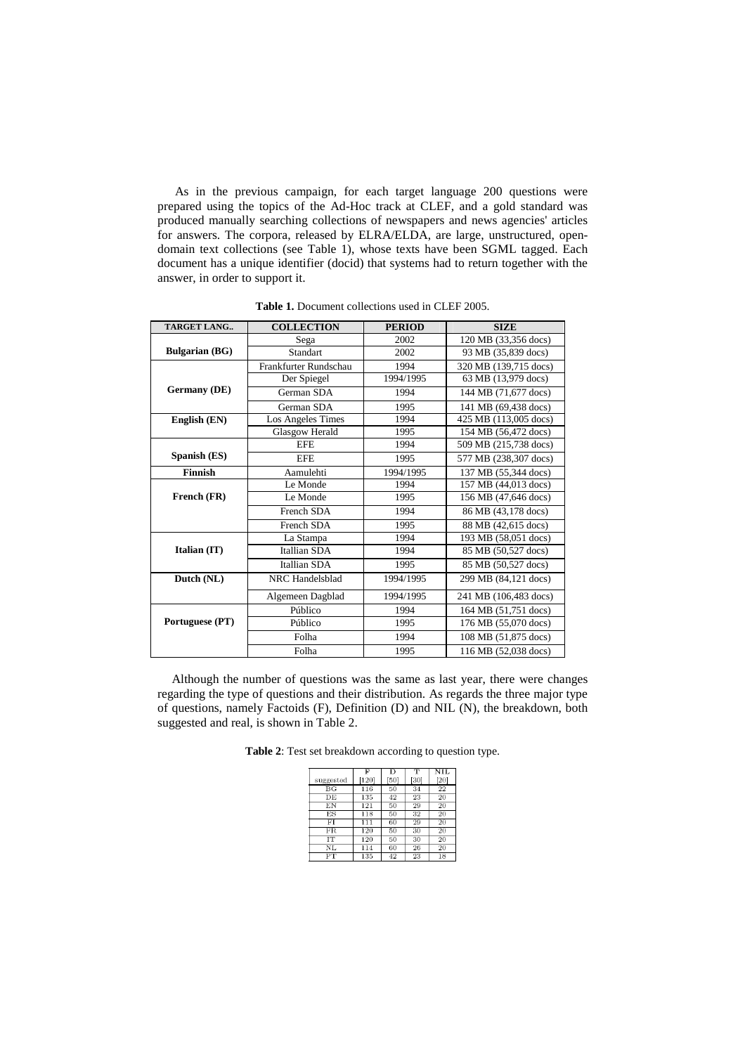As in the previous campaign, for each target language 200 questions were prepared using the topics of the Ad-Hoc track at CLEF, and a gold standard was produced manually searching collections of newspapers and news agencies' articles for answers. The corpora, released by ELRA/ELDA, are large, unstructured, open-domain text collections (see Table 1), whose texts have been SGML tagged. Each document has a unique identifier (docid) that systems had to return together with the answer, in order to support it.

**Table 1.** Document collections used in CLEF 2005.

| TARGET LANG.. | COLLECTION | PERIOD | SIZE |
|---|---|---|---|
| **Bulgarian (BG)** | Sega | 2002 | 120 MB (33,356 docs) |
| | Standart | 2002 | 93 MB (35,839 docs) |
| **Germany (DE)** | Frankfurter Rundschau | 1994 | 320 MB (139,715 docs) |
| | Der Spiegel | 1994/1995 | 63 MB (13,979 docs) |
| | German SDA | 1994 | 144 MB (71,677 docs) |
| | German SDA | 1995 | 141 MB (69,438 docs) |
| **English (EN)** | Los Angeles Times | 1994 | 425 MB (113,005 docs) |
| | Glasgow Herald | 1995 | 154 MB (56,472 docs) |
| **Spanish (ES)** | EFE | 1994 | 509 MB (215,738 docs) |
| | EFE | 1995 | 577 MB (238,307 docs) |
| **Finnish** | Aamulehti | 1994/1995 | 137 MB (55,344 docs) |
| **French (FR)** | Le Monde | 1994 | 157 MB (44,013 docs) |
| | Le Monde | 1995 | 156 MB (47,646 docs) |
| | French SDA | 1994 | 86 MB (43,178 docs) |
| | French SDA | 1995 | 88 MB (42,615 docs) |
| **Italian (IT)** | La Stampa | 1994 | 193 MB (58,051 docs) |
| | Itallian SDA | 1994 | 85 MB (50,527 docs) |
| | Itallian SDA | 1995 | 85 MB (50,527 docs) |
| **Dutch (NL)** | NRC Handelsblad | 1994/1995 | 299 MB (84,121 docs) |
| | Algemeen Dagblad | 1994/1995 | 241 MB (106,483 docs) |
| **Portuguese (PT)** | Público | 1994 | 164 MB (51,751 docs) |
| | Público | 1995 | 176 MB (55,070 docs) |
| | Folha | 1994 | 108 MB (51,875 docs) |
| | Folha | 1995 | 116 MB (52,038 docs) |

Although the number of questions was the same as last year, there were changes regarding the type of questions and their distribution. As regards the three major type of questions, namely Factoids (F), Definition (D) and NIL (N), the breakdown, both suggested and real, is shown in Table 2.

**Table 2**: Test set breakdown according to question type.

| | F | D | T | NIL |
|---|---|---|---|---|
| suggested | [120] | [50] | [30] | [20] |
| BG | 116 | 50 | 34 | 22 |
| DE | 135 | 42 | 23 | 20 |
| EN | 121 | 50 | 29 | 20 |
| ES | 118 | 50 | 32 | 20 |
| FI | 111 | 60 | 29 | 20 |
| FR | 120 | 50 | 30 | 20 |
| IT | 120 | 50 | 30 | 20 |
| NL | 114 | 60 | 26 | 20 |
| PT | 135 | 42 | 23 | 18 |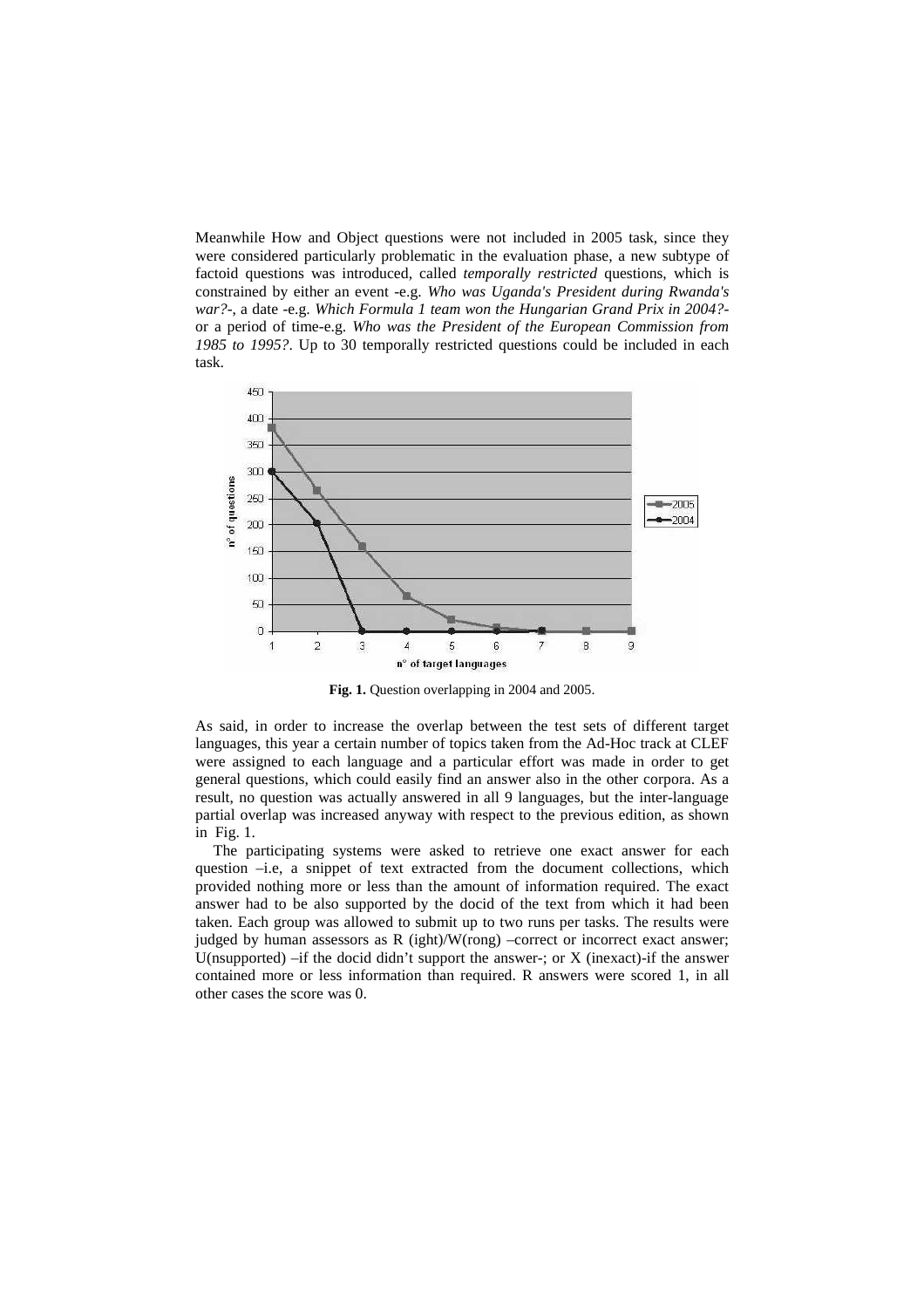Meanwhile How and Object questions were not included in 2005 task, since they were considered particularly problematic in the evaluation phase, a new subtype of factoid questions was introduced, called *temporally restricted* questions, which is constrained by either an event -e.g. *Who was Uganda's President during Rwanda's war?*-, a date -e.g. *Which Formula 1 team won the Hungarian Grand Prix in 2004?*- or a period of time-e.g. *Who was the President of the European Commission from 1985 to 1995?*. Up to 30 temporally restricted questions could be included in each task.

**Fig. 1.** Question overlapping in 2004 and 2005.

As said, in order to increase the overlap between the test sets of different target languages, this year a certain number of topics taken from the Ad-Hoc track at CLEF were assigned to each language and a particular effort was made in order to get general questions, which could easily find an answer also in the other corpora. As a result, no question was actually answered in all 9 languages, but the inter-language partial overlap was increased anyway with respect to the previous edition, as shown in Fig. 1.

The participating systems were asked to retrieve one exact answer for each question –i.e, a snippet of text extracted from the document collections, which provided nothing more or less than the amount of information required. The exact answer had to be also supported by the docid of the text from which it had been taken. Each group was allowed to submit up to two runs per tasks. The results were judged by human assessors as R (ight)/W(rong) –correct or incorrect exact answer; U(nsupported) –if the docid didn't support the answer-; or X (inexact)-if the answer contained more or less information than required. R answers were scored 1, in all other cases the score was 0.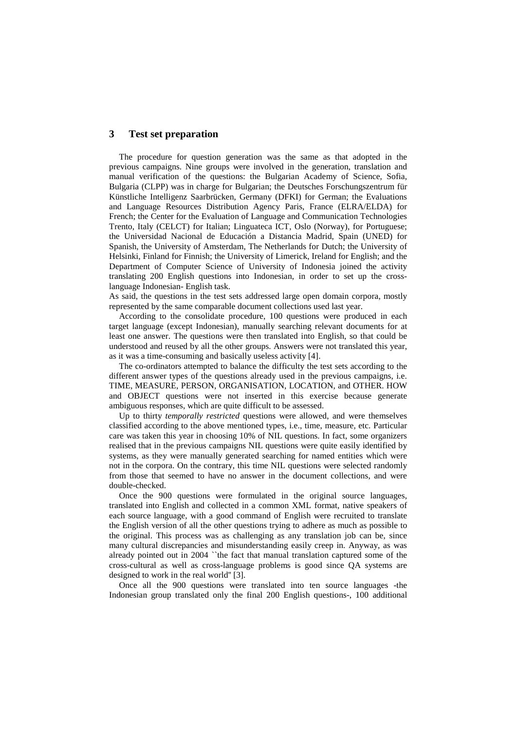## 3 Test set preparation

The procedure for question generation was the same as that adopted in the previous campaigns. Nine groups were involved in the generation, translation and manual verification of the questions: the Bulgarian Academy of Science, Sofia, Bulgaria (CLPP) was in charge for Bulgarian; the Deutsches Forschungszentrum für Künstliche Intelligenz Saarbrücken, Germany (DFKI) for German; the Evaluations and Language Resources Distribution Agency Paris, France (ELRA/ELDA) for French; the Center for the Evaluation of Language and Communication Technologies Trento, Italy (CELCT) for Italian; Linguateca ICT, Oslo (Norway), for Portuguese; the Universidad Nacional de Educación a Distancia Madrid, Spain (UNED) for Spanish, the University of Amsterdam, The Netherlands for Dutch; the University of Helsinki, Finland for Finnish; the University of Limerick, Ireland for English; and the Department of Computer Science of University of Indonesia joined the activity translating 200 English questions into Indonesian, in order to set up the cross-language Indonesian- English task.

As said, the questions in the test sets addressed large open domain corpora, mostly represented by the same comparable document collections used last year.

According to the consolidate procedure, 100 questions were produced in each target language (except Indonesian), manually searching relevant documents for at least one answer. The questions were then translated into English, so that could be understood and reused by all the other groups. Answers were not translated this year, as it was a time-consuming and basically useless activity [4].

The co-ordinators attempted to balance the difficulty the test sets according to the different answer types of the questions already used in the previous campaigns, i.e. TIME, MEASURE, PERSON, ORGANISATION, LOCATION, and OTHER. HOW and OBJECT questions were not inserted in this exercise because generate ambiguous responses, which are quite difficult to be assessed.

Up to thirty *temporally restricted* questions were allowed, and were themselves classified according to the above mentioned types, i.e., time, measure, etc. Particular care was taken this year in choosing 10% of NIL questions. In fact, some organizers realised that in the previous campaigns NIL questions were quite easily identified by systems, as they were manually generated searching for named entities which were not in the corpora. On the contrary, this time NIL questions were selected randomly from those that seemed to have no answer in the document collections, and were double-checked.

Once the 900 questions were formulated in the original source languages, translated into English and collected in a common XML format, native speakers of each source language, with a good command of English were recruited to translate the English version of all the other questions trying to adhere as much as possible to the original. This process was as challenging as any translation job can be, since many cultural discrepancies and misunderstanding easily creep in. Anyway, as was already pointed out in 2004 ``the fact that manual translation captured some of the cross-cultural as well as cross-language problems is good since QA systems are designed to work in the real world'' [3].

Once all the 900 questions were translated into ten source languages -the Indonesian group translated only the final 200 English questions-, 100 additional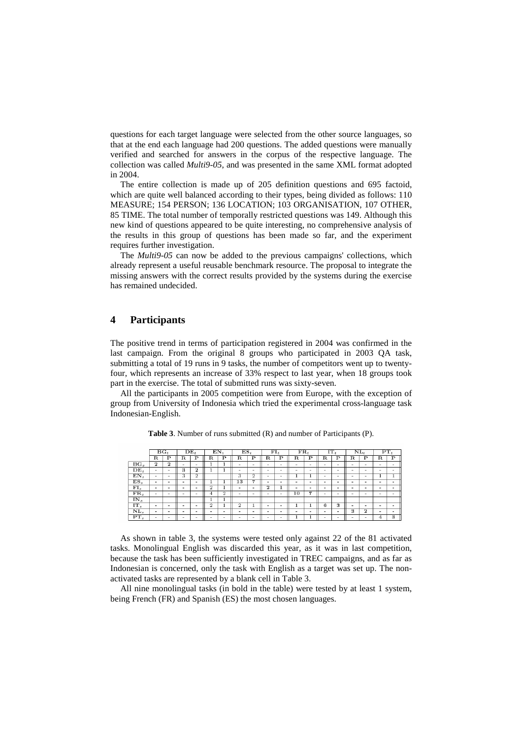questions for each target language were selected from the other source languages, so that at the end each language had 200 questions. The added questions were manually verified and searched for answers in the corpus of the respective language. The collection was called *Multi9-05*, and was presented in the same XML format adopted in 2004.

The entire collection is made up of 205 definition questions and 695 factoid, which are quite well balanced according to their types, being divided as follows: 110 MEASURE; 154 PERSON; 136 LOCATION; 103 ORGANISATION, 107 OTHER, 85 TIME. The total number of temporally restricted questions was 149. Although this new kind of questions appeared to be quite interesting, no comprehensive analysis of the results in this group of questions has been made so far, and the experiment requires further investigation.

The *Multi9-05* can now be added to the previous campaigns' collections, which already represent a useful reusable benchmark resource. The proposal to integrate the missing answers with the correct results provided by the systems during the exercise has remained undecided.

# 4 Participants

The positive trend in terms of participation registered in 2004 was confirmed in the last campaign. From the original 8 groups who participated in 2003 QA task, submitting a total of 19 runs in 9 tasks, the number of competitors went up to twenty-four, which represents an increase of 33% respect to last year, when 18 groups took part in the exercise. The total of submitted runs was sixty-seven.

All the participants in 2005 competition were from Europe, with the exception of group from University of Indonesia which tried the experimental cross-language task Indonesian-English.

**Table 3**. Number of runs submitted (R) and number of Participants (P).

| | $BG_t$ | | $DE_t$ | | $EN_t$ | | $ES_t$ | | $FI_t$ | | $FR_t$ | | $IT_t$ | | $NL_t$ | | $PT_t$ | |
|---|---|---|---|---|---|---|---|---|---|---|---|---|---|---|---|---|---|---|
| | R | P | R | P | R | P | R | P | R | P | R | P | R | P | R | P | R | P |
| $BG_s$ | **2** | **2** | - | - | 1 | 1 | - | - | - | - | - | - | - | - | - | - | - | - |
| $DE_s$ | - | - | **3** | **2** | 1 | 1 | - | - | - | - | - | - | - | - | - | - | - | - |
| $EN_s$ | - | - | 3 | 2 | | | 3 | 2 | - | - | 1 | 1 | - | - | - | - | 1 | 1 |
| $ES_s$ | - | - | - | - | 1 | 1 | **13** | **7** | - | - | - | - | - | - | - | - | - | - |
| $FI_s$ | - | - | - | - | 2 | 1 | - | - | **2** | **1** | - | - | - | - | - | - | - | - |
| $FR_s$ | - | - | - | - | 4 | 2 | - | - | - | - | **10** | **7** | - | - | - | - | - | - |
| $IN_s$ | | | | | 1 | 1 | | | | | | | | | | | | |
| $IT_s$ | - | - | - | - | 2 | 1 | 2 | 1 | - | - | 1 | 1 | **6** | **3** | - | - | - | - |
| $NL_s$ | - | - | - | - | - | - | - | - | - | - | - | - | - | - | **3** | **2** | - | - |
| $PT_s$ | - | - | - | - | - | - | - | - | - | - | 1 | 1 | - | - | - | - | **4** | **3** |

As shown in table 3, the systems were tested only against 22 of the 81 activated tasks. Monolingual English was discarded this year, as it was in last competition, because the task has been sufficiently investigated in TREC campaigns, and as far as Indonesian is concerned, only the task with English as a target was set up. The non-activated tasks are represented by a blank cell in Table 3.

All nine monolingual tasks (in bold in the table) were tested by at least 1 system, being French (FR) and Spanish (ES) the most chosen languages.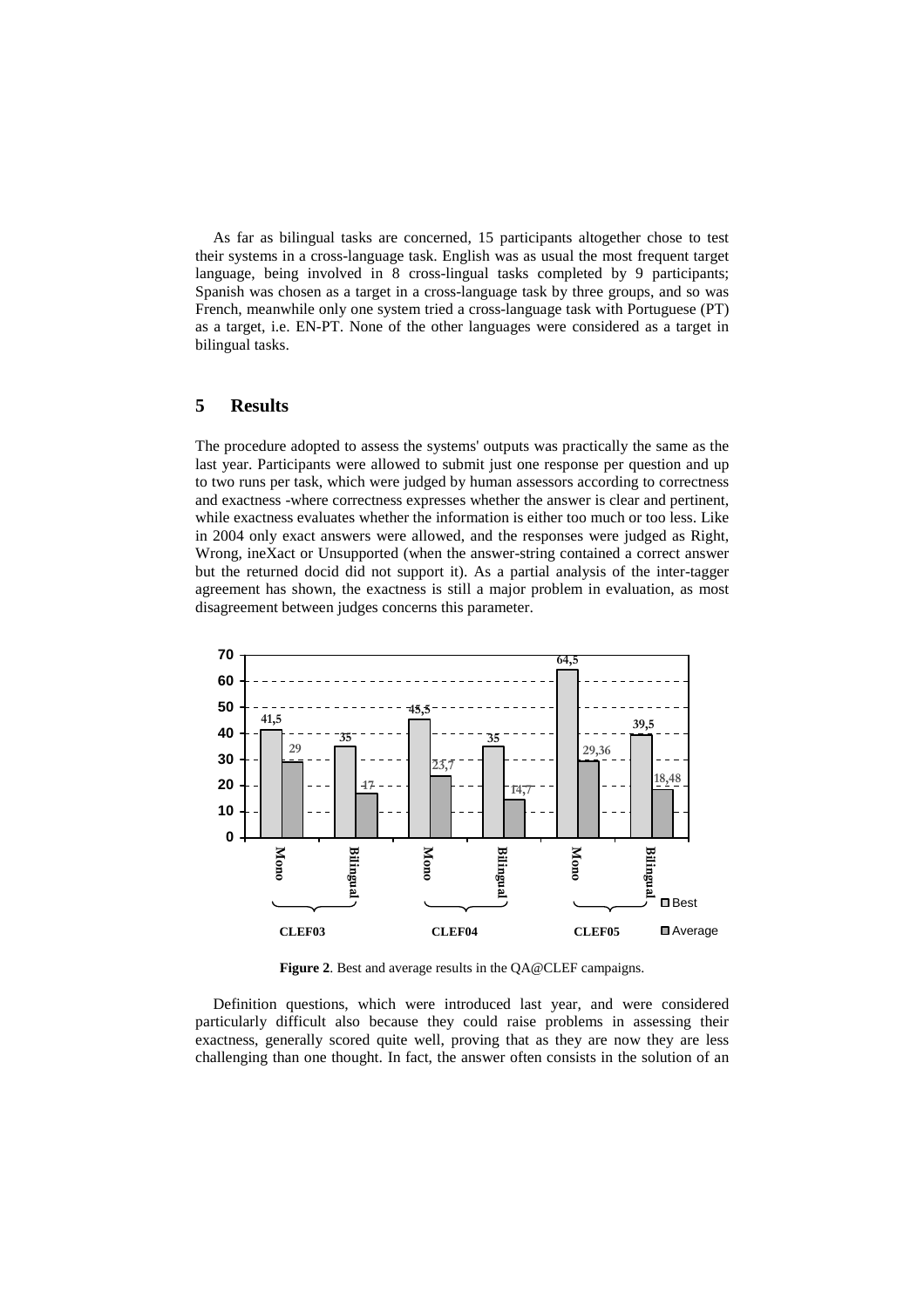As far as bilingual tasks are concerned, 15 participants altogether chose to test their systems in a cross-language task. English was as usual the most frequent target language, being involved in 8 cross-lingual tasks completed by 9 participants; Spanish was chosen as a target in a cross-language task by three groups, and so was French, meanwhile only one system tried a cross-language task with Portuguese (PT) as a target, i.e. EN-PT. None of the other languages were considered as a target in bilingual tasks.

## 5 Results

The procedure adopted to assess the systems' outputs was practically the same as the last year. Participants were allowed to submit just one response per question and up to two runs per task, which were judged by human assessors according to correctness and exactness -where correctness expresses whether the answer is clear and pertinent, while exactness evaluates whether the information is either too much or too less. Like in 2004 only exact answers were allowed, and the responses were judged as Right, Wrong, ineXact or Unsupported (when the answer-string contained a correct answer but the returned docid did not support it). As a partial analysis of the inter-tagger agreement has shown, the exactness is still a major problem in evaluation, as most disagreement between judges concerns this parameter.

| Campaign | Task | Best | Average |
|---|---|---|---|
| CLEF03 | Mono | 41,5 | 29 |
| CLEF03 | Bilingual | 35 | 17 |
| CLEF04 | Mono | 45,5 | 23,7 |
| CLEF04 | Bilingual | 35 | 14,7 |
| CLEF05 | Mono | 64,5 | 29,36 |
| CLEF05 | Bilingual | 39,5 | 18,48 |

**Figure 2**. Best and average results in the QA@CLEF campaigns.

Definition questions, which were introduced last year, and were considered particularly difficult also because they could raise problems in assessing their exactness, generally scored quite well, proving that as they are now they are less challenging than one thought. In fact, the answer often consists in the solution of an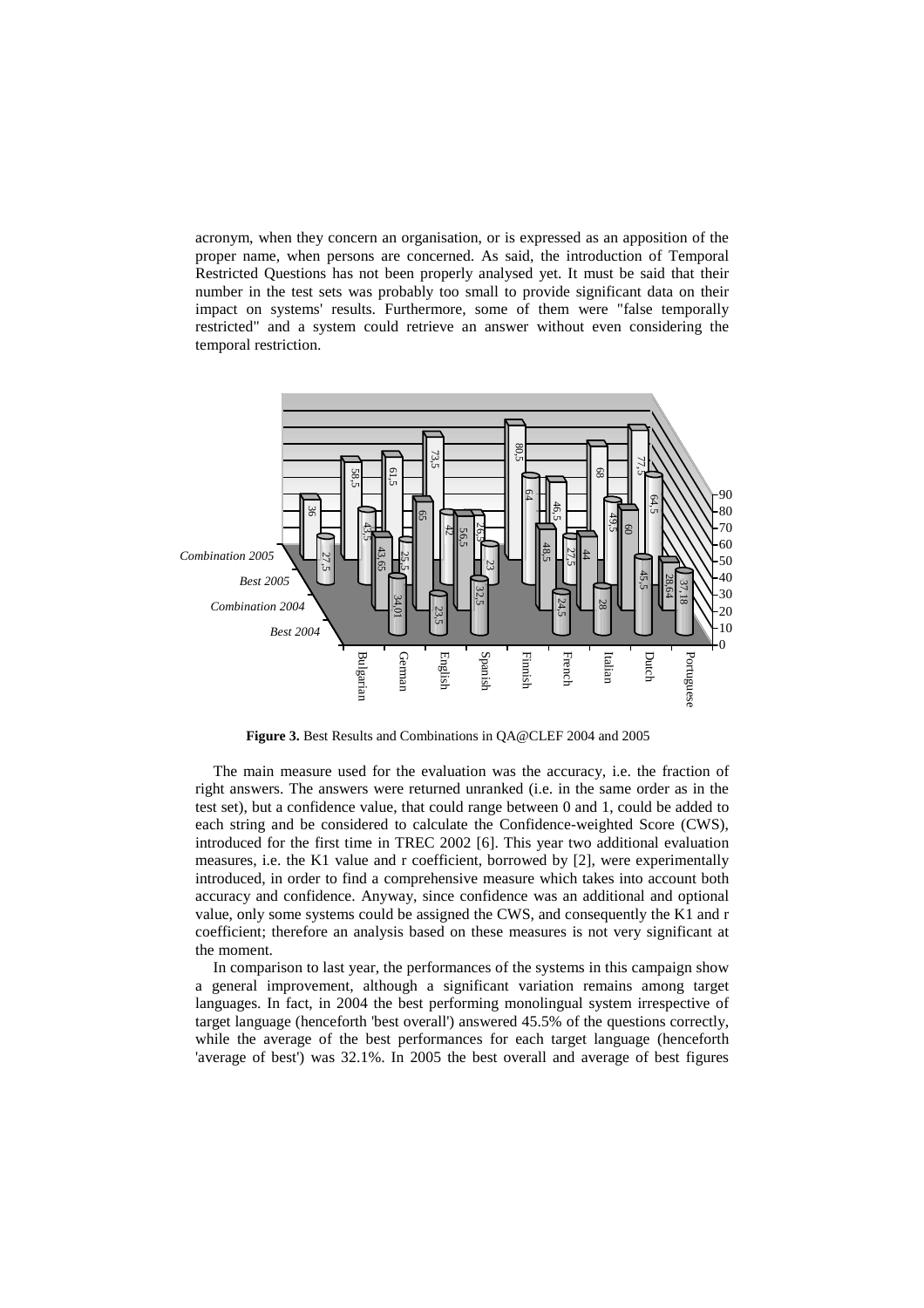acronym, when they concern an organisation, or is expressed as an apposition of the proper name, when persons are concerned. As said, the introduction of Temporal Restricted Questions has not been properly analysed yet. It must be said that their number in the test sets was probably too small to provide significant data on their impact on systems' results. Furthermore, some of them were "false temporally restricted" and a system could retrieve an answer without even considering the temporal restriction.

**Figure 3.** Best Results and Combinations in QA@CLEF 2004 and 2005

The main measure used for the evaluation was the accuracy, i.e. the fraction of right answers. The answers were returned unranked (i.e. in the same order as in the test set), but a confidence value, that could range between 0 and 1, could be added to each string and be considered to calculate the Confidence-weighted Score (CWS), introduced for the first time in TREC 2002 [6]. This year two additional evaluation measures, i.e. the K1 value and r coefficient, borrowed by [2], were experimentally introduced, in order to find a comprehensive measure which takes into account both accuracy and confidence. Anyway, since confidence was an additional and optional value, only some systems could be assigned the CWS, and consequently the K1 and r coefficient; therefore an analysis based on these measures is not very significant at the moment.

In comparison to last year, the performances of the systems in this campaign show a general improvement, although a significant variation remains among target languages. In fact, in 2004 the best performing monolingual system irrespective of target language (henceforth 'best overall') answered 45.5% of the questions correctly, while the average of the best performances for each target language (henceforth 'average of best') was 32.1%. In 2005 the best overall and average of best figures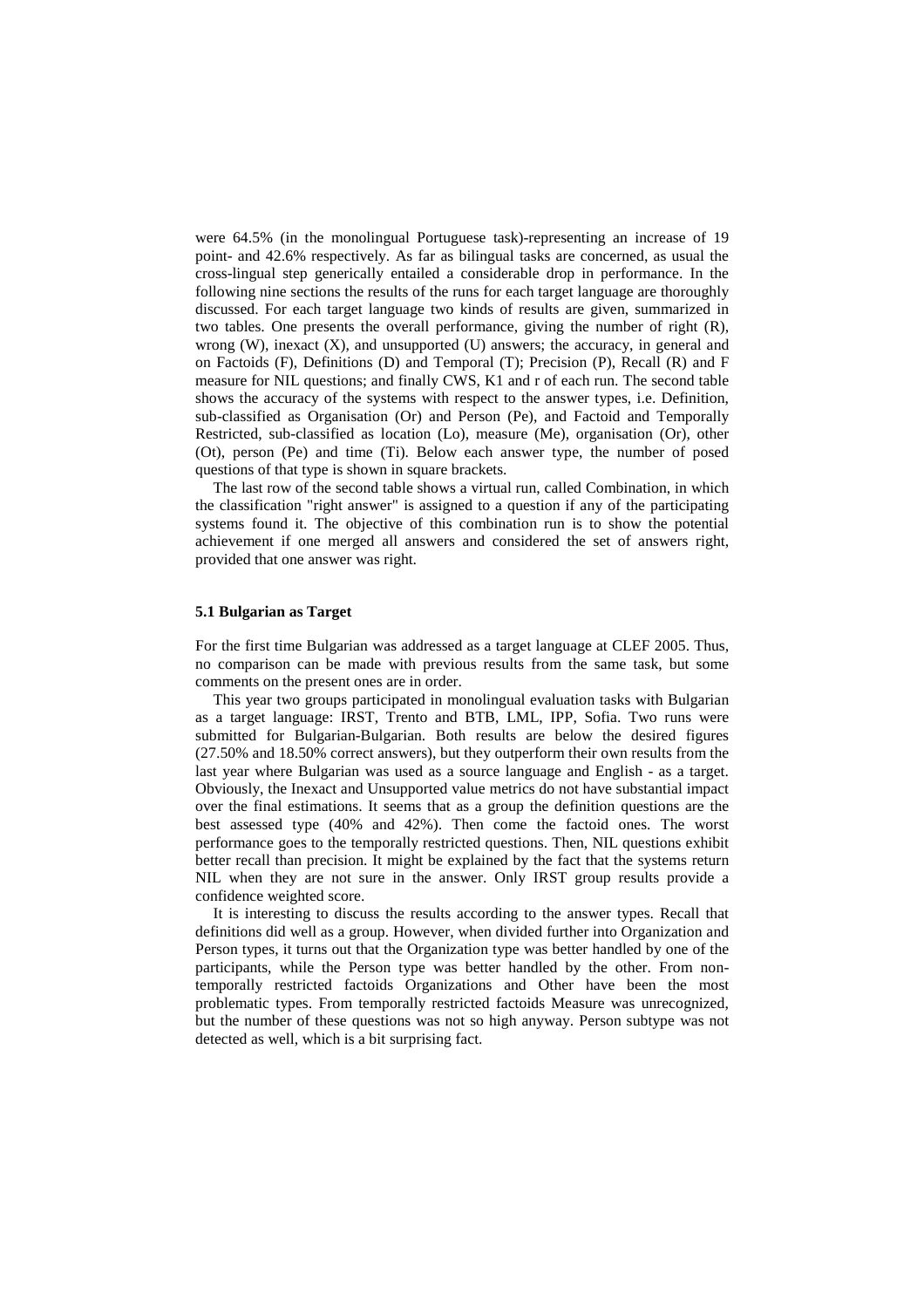were 64.5% (in the monolingual Portuguese task)-representing an increase of 19 point- and 42.6% respectively. As far as bilingual tasks are concerned, as usual the cross-lingual step generically entailed a considerable drop in performance. In the following nine sections the results of the runs for each target language are thoroughly discussed. For each target language two kinds of results are given, summarized in two tables. One presents the overall performance, giving the number of right (R), wrong (W), inexact (X), and unsupported (U) answers; the accuracy, in general and on Factoids (F), Definitions (D) and Temporal (T); Precision (P), Recall (R) and F measure for NIL questions; and finally CWS, K1 and r of each run. The second table shows the accuracy of the systems with respect to the answer types, i.e. Definition, sub-classified as Organisation (Or) and Person (Pe), and Factoid and Temporally Restricted, sub-classified as location (Lo), measure (Me), organisation (Or), other (Ot), person (Pe) and time (Ti). Below each answer type, the number of posed questions of that type is shown in square brackets.

The last row of the second table shows a virtual run, called Combination, in which the classification "right answer" is assigned to a question if any of the participating systems found it. The objective of this combination run is to show the potential achievement if one merged all answers and considered the set of answers right, provided that one answer was right.

### 5.1 Bulgarian as Target

For the first time Bulgarian was addressed as a target language at CLEF 2005. Thus, no comparison can be made with previous results from the same task, but some comments on the present ones are in order.

This year two groups participated in monolingual evaluation tasks with Bulgarian as a target language: IRST, Trento and BTB, LML, IPP, Sofia. Two runs were submitted for Bulgarian-Bulgarian. Both results are below the desired figures (27.50% and 18.50% correct answers), but they outperform their own results from the last year where Bulgarian was used as a source language and English - as a target. Obviously, the Inexact and Unsupported value metrics do not have substantial impact over the final estimations. It seems that as a group the definition questions are the best assessed type (40% and 42%). Then come the factoid ones. The worst performance goes to the temporally restricted questions. Then, NIL questions exhibit better recall than precision. It might be explained by the fact that the systems return NIL when they are not sure in the answer. Only IRST group results provide a confidence weighted score.

It is interesting to discuss the results according to the answer types. Recall that definitions did well as a group. However, when divided further into Organization and Person types, it turns out that the Organization type was better handled by one of the participants, while the Person type was better handled by the other. From non-temporally restricted factoids Organizations and Other have been the most problematic types. From temporally restricted factoids Measure was unrecognized, but the number of these questions was not so high anyway. Person subtype was not detected as well, which is a bit surprising fact.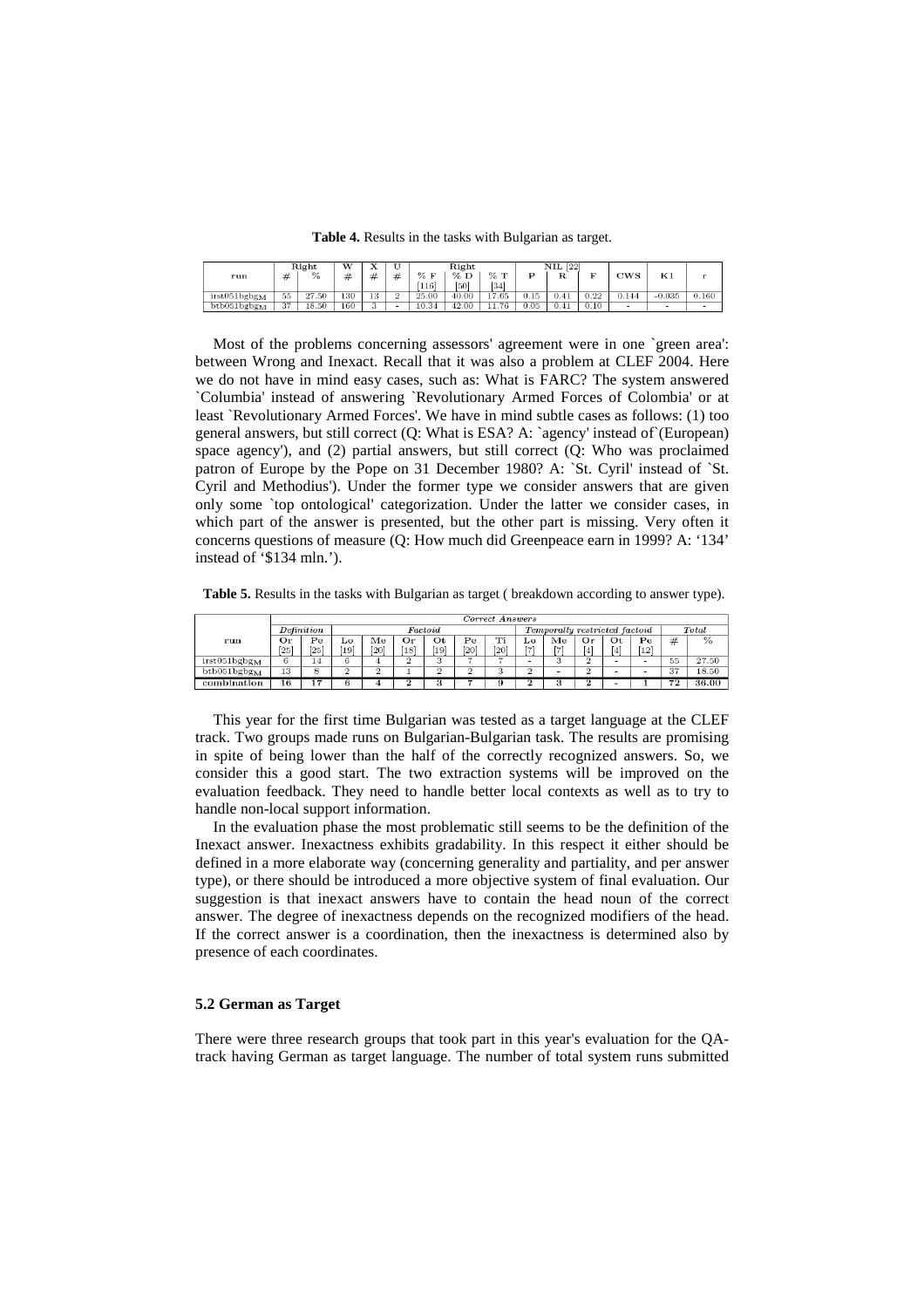**Table 4.** Results in the tasks with Bulgarian as target.

| run | Right | | W | X | U | Right | | | NIL [22] | | | CWS | K1 | r |
|---|---|---|---|---|---|---|---|---|---|---|---|---|---|---|
| | # | % | # | # | # | % F [116] | % D [50] | % T [34] | P | R | F | | | |
| $irst051bgbg_M$ | 55 | 27.50 | 130 | 13 | 2 | 25.00 | 40.00 | 17.65 | 0.15 | 0.41 | 0.22 | 0.144 | -0.035 | 0.160 |
| $btb051bgbg_M$ | 37 | 18.50 | 160 | 3 | - | 10.34 | 42.00 | 11.76 | 0.05 | 0.41 | 0.10 | - | - | - |

Most of the problems concerning assessors' agreement were in one `green area': between Wrong and Inexact. Recall that it was also a problem at CLEF 2004. Here we do not have in mind easy cases, such as: What is FARC? The system answered `Columbia' instead of answering `Revolutionary Armed Forces of Colombia' or at least `Revolutionary Armed Forces'. We have in mind subtle cases as follows: (1) too general answers, but still correct (Q: What is ESA? A: `agency' instead of`(European) space agency'), and (2) partial answers, but still correct (Q: Who was proclaimed patron of Europe by the Pope on 31 December 1980? A: `St. Cyril' instead of `St. Cyril and Methodius'). Under the former type we consider answers that are given only some `top ontological' categorization. Under the latter we consider cases, in which part of the answer is presented, but the other part is missing. Very often it concerns questions of measure (Q: How much did Greenpeace earn in 1999? A: '134' instead of '$134 mln.').

**Table 5.** Results in the tasks with Bulgarian as target ( breakdown according to answer type).

| run | *Correct Answers* | | | | | | | | | | | | | | |
|---|---|---|---|---|---|---|---|---|---|---|---|---|---|---|---|
| | *Definition* | | *Factoid* | | | | | | *Temporally restricted factoid* | | | | | *Total* | |
| | Or [25] | Pe [25] | Lo [19] | Me [20] | Or [18] | Ot [19] | Pe [20] | Ti [20] | Lo [7] | Me [7] | Or [4] | Ot [4] | Pe [12] | # | % |
| $irst051bgbg_M$ | 6 | 14 | 6 | 4 | 2 | 3 | 7 | 7 | - | 3 | 2 | - | - | 55 | 27.50 |
| $btb051bgbg_M$ | 13 | 8 | 2 | 2 | 1 | 2 | 2 | 3 | 2 | - | 2 | - | - | 37 | 18.50 |
| **combination** | **16** | **17** | **6** | **4** | **2** | **3** | **7** | **9** | **2** | **3** | **2** | **-** | **1** | **72** | **36.00** |

This year for the first time Bulgarian was tested as a target language at the CLEF track. Two groups made runs on Bulgarian-Bulgarian task. The results are promising in spite of being lower than the half of the correctly recognized answers. So, we consider this a good start. The two extraction systems will be improved on the evaluation feedback. They need to handle better local contexts as well as to try to handle non-local support information.

In the evaluation phase the most problematic still seems to be the definition of the Inexact answer. Inexactness exhibits gradability. In this respect it either should be defined in a more elaborate way (concerning generality and partiality, and per answer type), or there should be introduced a more objective system of final evaluation. Our suggestion is that inexact answers have to contain the head noun of the correct answer. The degree of inexactness depends on the recognized modifiers of the head. If the correct answer is a coordination, then the inexactness is determined also by presence of each coordinates.

### 5.2 German as Target

There were three research groups that took part in this year's evaluation for the QA-track having German as target language. The number of total system runs submitted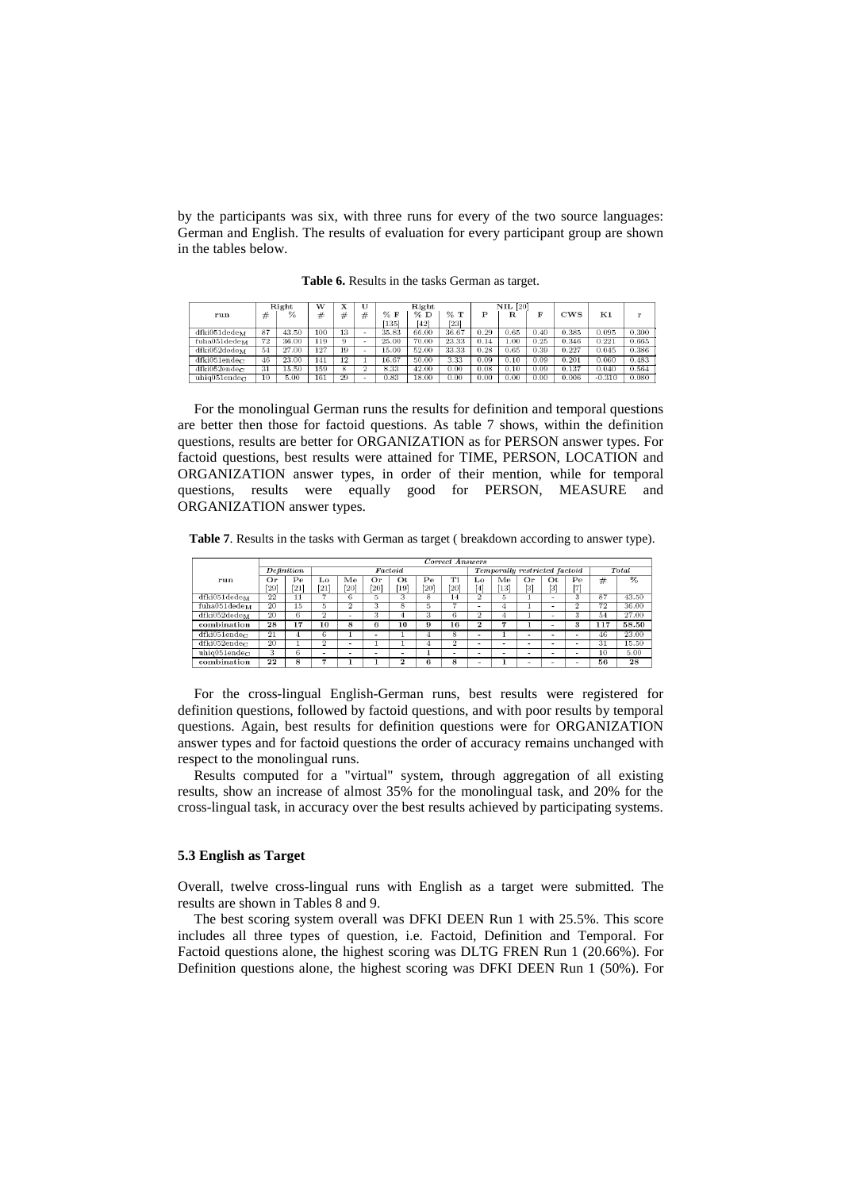by the participants was six, with three runs for every of the two source languages: German and English. The results of evaluation for every participant group are shown in the tables below.

**Table 6.** Results in the tasks German as target.

| run | Right # | Right % | W # | X # | U # | Right % F [135] | Right % D [42] | Right % T [23] | NIL [20] P | NIL [20] R | NIL [20] F | CWS | K1 | r |
|---|---|---|---|---|---|---|---|---|---|---|---|---|---|---|
| dfki051dede$_M$ | 87 | 43.50 | 100 | 13 | - | 35.83 | 66.00 | 36.67 | 0.29 | 0.65 | 0.40 | 0.385 | 0.095 | 0.300 |
| fuha051dede$_M$ | 72 | 36.00 | 119 | 9 | - | 25.00 | 70.00 | 23.33 | 0.14 | 1.00 | 0.25 | 0.346 | 0.221 | 0.665 |
| dfki052dede$_M$ | 54 | 27.00 | 127 | 19 | - | 15.00 | 52.00 | 33.33 | 0.28 | 0.65 | 0.39 | 0.227 | 0.045 | 0.386 |
| dfki051ende$_C$ | 46 | 23.00 | 141 | 12 | 1 | 16.67 | 50.00 | 3.33 | 0.09 | 0.10 | 0.09 | 0.201 | 0.060 | 0.483 |
| dfki052ende$_C$ | 31 | 15.50 | 159 | 8 | 2 | 8.33 | 42.00 | 0.00 | 0.08 | 0.10 | 0.09 | 0.137 | 0.040 | 0.564 |
| uhiq051ende$_C$ | 10 | 5.00 | 161 | 29 | - | 0.83 | 18.00 | 0.00 | 0.00 | 0.00 | 0.00 | 0.006 | -0.310 | 0.080 |

For the monolingual German runs the results for definition and temporal questions are better then those for factoid questions. As table 7 shows, within the definition questions, results are better for ORGANIZATION as for PERSON answer types. For factoid questions, best results were attained for TIME, PERSON, LOCATION and ORGANIZATION answer types, in order of their mention, while for temporal questions, results were equally good for PERSON, MEASURE and ORGANIZATION answer types.

**Table 7**. Results in the tasks with German as target ( breakdown according to answer type).

| run | *Definition* Or [29] | Pe [21] | *Factoid* Lo [21] | Me [20] | Or [20] | Ot [19] | Pe [20] | Ti [20] | *Temporally restricted factoid* Lo [4] | Me [13] | Or [3] | Ot [3] | Pe [7] | *Total* # | % |
|---|---|---|---|---|---|---|---|---|---|---|---|---|---|---|---|
| dfki051dede$_M$ | 22 | 11 | 7 | 6 | 5 | 3 | 8 | 14 | 2 | 5 | 1 | - | 3 | 87 | 43.50 |
| fuha051dede$_M$ | 20 | 15 | 5 | 2 | 3 | 8 | 5 | 7 | - | 4 | 1 | - | 2 | 72 | 36.00 |
| dfki052dede$_M$ | 20 | 6 | 2 | - | 3 | 4 | 3 | 6 | 2 | 4 | 1 | - | 3 | 54 | 27.00 |
| **combination** | **28** | **17** | **10** | **8** | **6** | **10** | **9** | **16** | **2** | **7** | **1** | **-** | **3** | **117** | **58.50** |
| dfki051ende$_C$ | 21 | 4 | 6 | 1 | - | 1 | 4 | 8 | - | 1 | - | - | - | 46 | 23.00 |
| dfki052ende$_C$ | 20 | 1 | 2 | - | 1 | 1 | 4 | 2 | - | - | - | - | - | 31 | 15.50 |
| uhiq051ende$_C$ | 3 | 6 | - | - | - | - | 1 | - | - | - | - | - | - | 10 | 5.00 |
| **combination** | **22** | **8** | **7** | **1** | **1** | **2** | **6** | **8** | **-** | **1** | **-** | **-** | **-** | **56** | **28** |

For the cross-lingual English-German runs, best results were registered for definition questions, followed by factoid questions, and with poor results by temporal questions. Again, best results for definition questions were for ORGANIZATION answer types and for factoid questions the order of accuracy remains unchanged with respect to the monolingual runs.

Results computed for a "virtual" system, through aggregation of all existing results, show an increase of almost 35% for the monolingual task, and 20% for the cross-lingual task, in accuracy over the best results achieved by participating systems.

### 5.3 English as Target

Overall, twelve cross-lingual runs with English as a target were submitted. The results are shown in Tables 8 and 9.

The best scoring system overall was DFKI DEEN Run 1 with 25.5%. This score includes all three types of question, i.e. Factoid, Definition and Temporal. For Factoid questions alone, the highest scoring was DLTG FREN Run 1 (20.66%). For Definition questions alone, the highest scoring was DFKI DEEN Run 1 (50%). For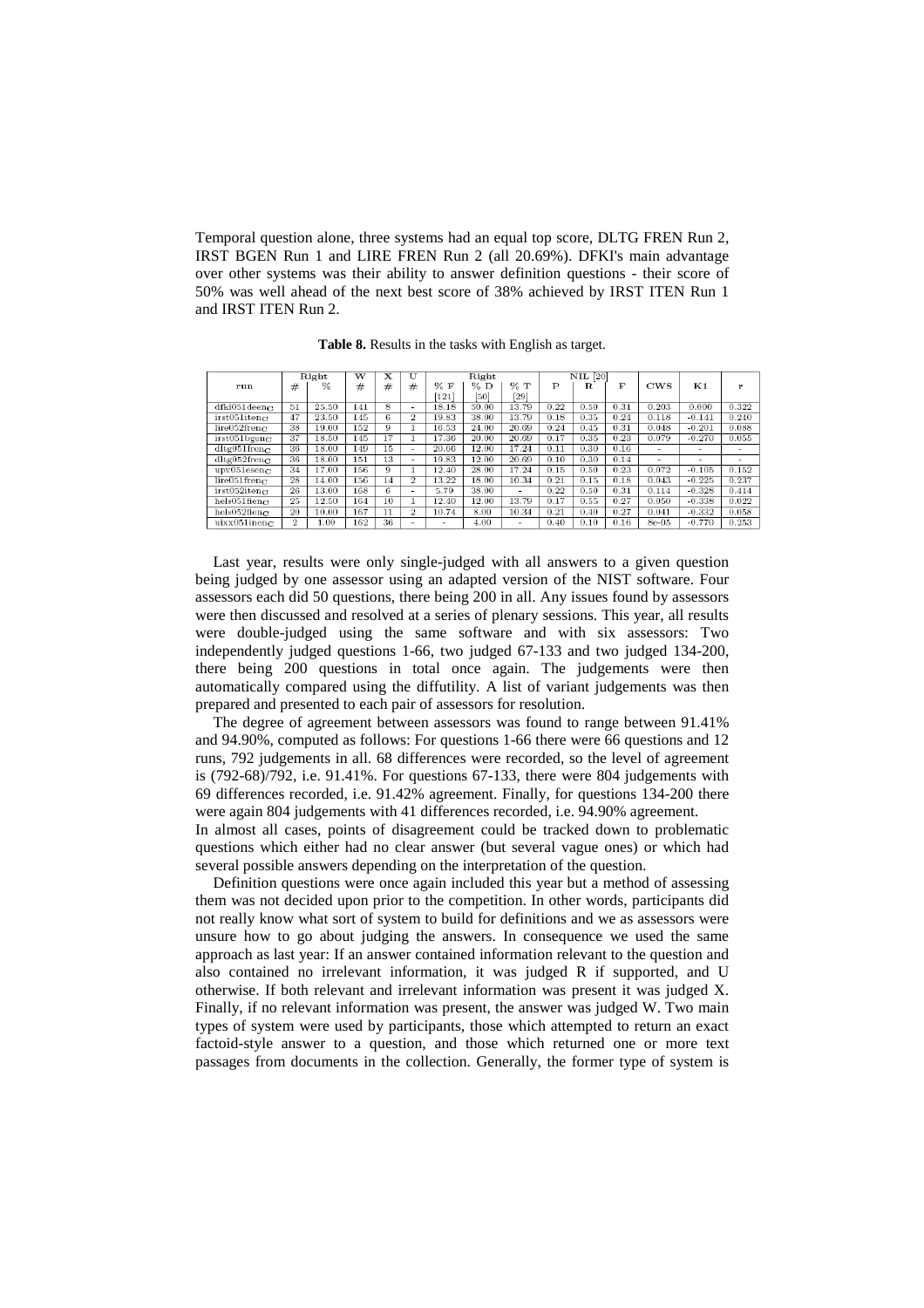Temporal question alone, three systems had an equal top score, DLTG FREN Run 2, IRST BGEN Run 1 and LIRE FREN Run 2 (all 20.69%). DFKI's main advantage over other systems was their ability to answer definition questions - their score of 50% was well ahead of the next best score of 38% achieved by IRST ITEN Run 1 and IRST ITEN Run 2.

**Table 8.** Results in the tasks with English as target.

| run | Right | | W | X | U | Right | | | NIL [20] | | | CWS | K1 | r |
|---|---|---|---|---|---|---|---|---|---|---|---|---|---|---|
| | # | % | # | # | # | % F [121] | % D [50] | % T [29] | P | R | F | | | |
| $dfki051deen_C$ | 51 | 25.50 | 141 | 8 | - | 18.18 | 50.00 | 13.79 | 0.22 | 0.50 | 0.31 | 0.203 | 0.000 | 0.322 |
| $irst051iten_C$ | 47 | 23.50 | 145 | 6 | 2 | 19.83 | 38.00 | 13.79 | 0.18 | 0.35 | 0.24 | 0.118 | -0.141 | 0.240 |
| $lire052fren_C$ | 38 | 19.00 | 152 | 9 | 1 | 16.53 | 24.00 | 20.69 | 0.24 | 0.45 | 0.31 | 0.048 | -0.201 | 0.088 |
| $irst051bgen_C$ | 37 | 18.50 | 145 | 17 | 1 | 17.36 | 20.00 | 20.69 | 0.17 | 0.35 | 0.23 | 0.079 | -0.270 | 0.055 |
| $dltg051fren_C$ | 36 | 18.00 | 149 | 15 | - | 20.66 | 12.00 | 17.24 | 0.11 | 0.30 | 0.16 | - | - | - |
| $dltg052fren_C$ | 36 | 18.00 | 151 | 13 | - | 19.83 | 12.00 | 20.69 | 0.10 | 0.30 | 0.14 | - | - | - |
| $upv051esen_C$ | 34 | 17.00 | 156 | 9 | 1 | 12.40 | 28.00 | 17.24 | 0.15 | 0.50 | 0.23 | 0.072 | -0.105 | 0.152 |
| $lire051fren_C$ | 28 | 14.00 | 156 | 14 | 2 | 13.22 | 18.00 | 10.34 | 0.21 | 0.15 | 0.18 | 0.043 | -0.225 | 0.237 |
| $irst052iten_C$ | 26 | 13.00 | 168 | 6 | - | 5.79 | 38.00 | - | 0.22 | 0.50 | 0.31 | 0.114 | -0.328 | 0.414 |
| $hels051fien_C$ | 25 | 12.50 | 164 | 10 | 1 | 12.40 | 12.00 | 13.79 | 0.17 | 0.55 | 0.27 | 0.050 | -0.338 | 0.022 |
| $hels052fien_C$ | 20 | 10.00 | 167 | 11 | 2 | 10.74 | 8.00 | 10.34 | 0.21 | 0.40 | 0.27 | 0.041 | -0.332 | 0.058 |
| $uixx051inen_C$ | 2 | 1.00 | 162 | 36 | - | - | 4.00 | - | 0.40 | 0.10 | 0.16 | 8e-05 | -0.770 | 0.253 |

Last year, results were only single-judged with all answers to a given question being judged by one assessor using an adapted version of the NIST software. Four assessors each did 50 questions, there being 200 in all. Any issues found by assessors were then discussed and resolved at a series of plenary sessions. This year, all results were double-judged using the same software and with six assessors: Two independently judged questions 1-66, two judged 67-133 and two judged 134-200, there being 200 questions in total once again. The judgements were then automatically compared using the diffutility. A list of variant judgements was then prepared and presented to each pair of assessors for resolution.

The degree of agreement between assessors was found to range between 91.41% and 94.90%, computed as follows: For questions 1-66 there were 66 questions and 12 runs, 792 judgements in all. 68 differences were recorded, so the level of agreement is (792-68)/792, i.e. 91.41%. For questions 67-133, there were 804 judgements with 69 differences recorded, i.e. 91.42% agreement. Finally, for questions 134-200 there were again 804 judgements with 41 differences recorded, i.e. 94.90% agreement.
In almost all cases, points of disagreement could be tracked down to problematic questions which either had no clear answer (but several vague ones) or which had several possible answers depending on the interpretation of the question.

Definition questions were once again included this year but a method of assessing them was not decided upon prior to the competition. In other words, participants did not really know what sort of system to build for definitions and we as assessors were unsure how to go about judging the answers. In consequence we used the same approach as last year: If an answer contained information relevant to the question and also contained no irrelevant information, it was judged R if supported, and U otherwise. If both relevant and irrelevant information was present it was judged X. Finally, if no relevant information was present, the answer was judged W. Two main types of system were used by participants, those which attempted to return an exact factoid-style answer to a question, and those which returned one or more text passages from documents in the collection. Generally, the former type of system is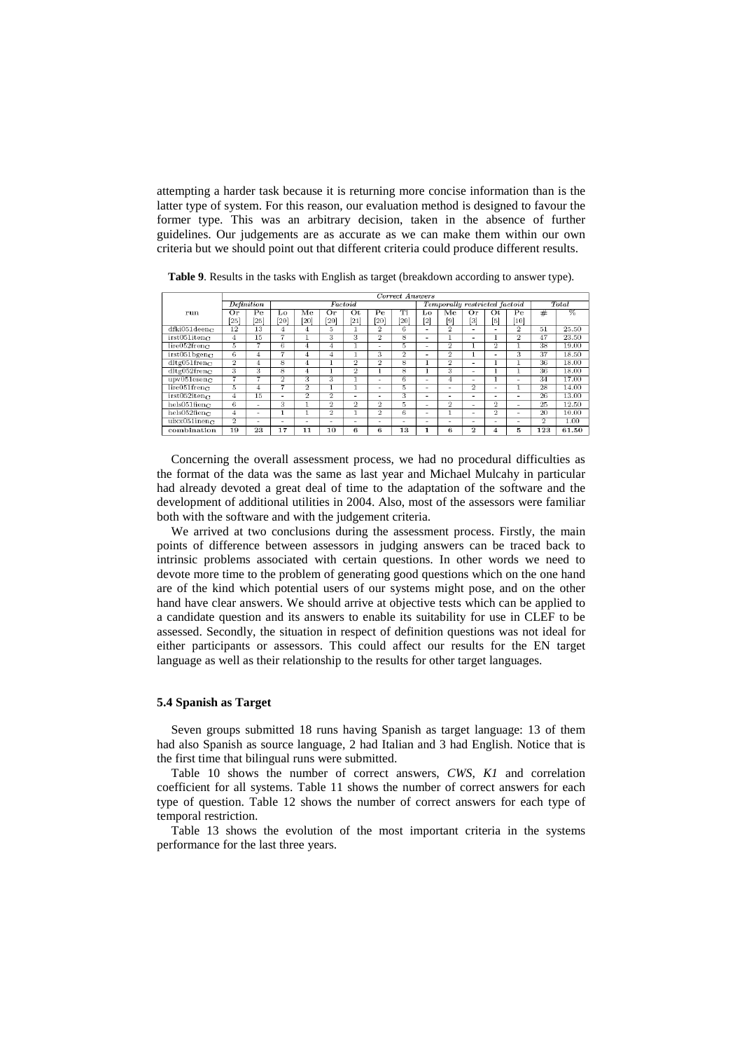attempting a harder task because it is returning more concise information than is the latter type of system. For this reason, our evaluation method is designed to favour the former type. This was an arbitrary decision, taken in the absence of further guidelines. Our judgements are as accurate as we can make them within our own criteria but we should point out that different criteria could produce different results.

**Table 9**. Results in the tasks with English as target (breakdown according to answer type).

| | *Correct Answers* | | | | | | | | | | | | | | |
|---|---|---|---|---|---|---|---|---|---|---|---|---|---|---|---|
| | *Definition* | | *Factoid* | | | | | | *Temporally restricted factoid* | | | | | *Total* | |
| run | Or [25] | Pe [25] | Lo [20] | Me [20] | Or [20] | Ot [21] | Pe [20] | Ti [20] | Lo [2] | Me [9] | Or [3] | Ot [5] | Pe [10] | # | % |
| dfki051deen$_C$ | 12 | 13 | 4 | 4 | 5 | 1 | 2 | 6 | - | 2 | - | - | 2 | 51 | 25.50 |
| irst051iten$_C$ | 4 | 15 | 7 | 1 | 3 | 3 | 2 | 8 | - | 1 | - | 1 | 2 | 47 | 23.50 |
| linc052fren$_C$ | 5 | 7 | 6 | 4 | 4 | 1 | - | 5 | - | 2 | 1 | 2 | 1 | 38 | 19.00 |
| irst051bgen$_C$ | 6 | 4 | 7 | 4 | 4 | 1 | 3 | 2 | - | 2 | 1 | - | 3 | 37 | 18.50 |
| dltg051fren$_C$ | 2 | 4 | 8 | 4 | 1 | 2 | 2 | 8 | 1 | 2 | - | 1 | 1 | 36 | 18.00 |
| dltg052fren$_C$ | 3 | 3 | 8 | 4 | 1 | 2 | 1 | 8 | 1 | 3 | - | 1 | 1 | 36 | 18.00 |
| upv051esen$_C$ | 7 | 7 | 2 | 3 | 3 | 1 | - | 6 | - | 4 | - | 1 | - | 34 | 17.00 |
| linc051fren$_C$ | 5 | 4 | 7 | 2 | 1 | 1 | - | 5 | - | - | 2 | - | 1 | 28 | 14.00 |
| irst052iten$_C$ | 4 | 15 | - | 2 | 2 | - | - | 3 | - | - | - | - | - | 26 | 13.00 |
| hels051fien$_C$ | 6 | - | 3 | 1 | 2 | 2 | 2 | 5 | - | 2 | - | 2 | - | 25 | 12.50 |
| hels052fien$_C$ | 4 | - | 1 | 1 | 2 | 1 | 2 | 6 | - | 1 | - | 2 | - | 20 | 10.00 |
| uixx051inen$_C$ | 2 | - | - | - | - | - | - | - | - | - | - | - | - | 2 | 1.00 |
| combination | 19 | 23 | 17 | 11 | 10 | 6 | 6 | 13 | 1 | 6 | 2 | 4 | 5 | 123 | 61.50 |

Concerning the overall assessment process, we had no procedural difficulties as the format of the data was the same as last year and Michael Mulcahy in particular had already devoted a great deal of time to the adaptation of the software and the development of additional utilities in 2004. Also, most of the assessors were familiar both with the software and with the judgement criteria.

We arrived at two conclusions during the assessment process. Firstly, the main points of difference between assessors in judging answers can be traced back to intrinsic problems associated with certain questions. In other words we need to devote more time to the problem of generating good questions which on the one hand are of the kind which potential users of our systems might pose, and on the other hand have clear answers. We should arrive at objective tests which can be applied to a candidate question and its answers to enable its suitability for use in CLEF to be assessed. Secondly, the situation in respect of definition questions was not ideal for either participants or assessors. This could affect our results for the EN target language as well as their relationship to the results for other target languages.

### 5.4 Spanish as Target

Seven groups submitted 18 runs having Spanish as target language: 13 of them had also Spanish as source language, 2 had Italian and 3 had English. Notice that is the first time that bilingual runs were submitted.

Table 10 shows the number of correct answers, *CWS*, *K1* and correlation coefficient for all systems. Table 11 shows the number of correct answers for each type of question. Table 12 shows the number of correct answers for each type of temporal restriction.

Table 13 shows the evolution of the most important criteria in the systems performance for the last three years.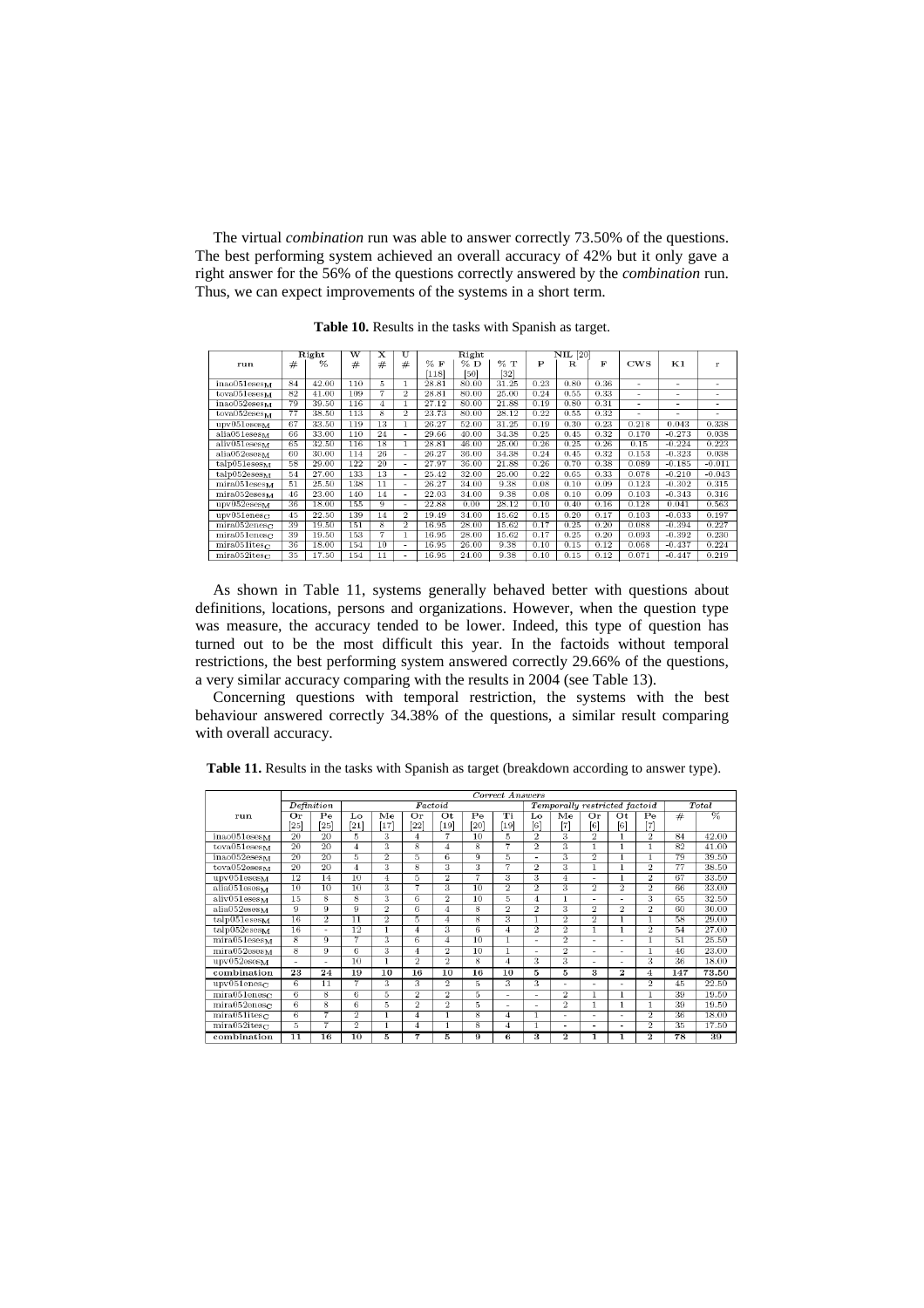The virtual *combination* run was able to answer correctly 73.50% of the questions. The best performing system achieved an overall accuracy of 42% but it only gave a right answer for the 56% of the questions correctly answered by the *combination* run. Thus, we can expect improvements of the systems in a short term.

**Table 10.** Results in the tasks with Spanish as target.

| run | Right | | W | X | U | Right | | | NIL [20] | | | CWS | K1 | r |
|---|---|---|---|---|---|---|---|---|---|---|---|---|---|---|
| | # | % | # | # | # | % F [118] | % D [50] | % T [32] | P | R | F | | | |
| $inao051eses_M$ | 84 | 42.00 | 110 | 5 | 1 | 28.81 | 80.00 | 31.25 | 0.23 | 0.80 | 0.36 | - | - | - |
| $tova051eses_M$ | 82 | 41.00 | 109 | 7 | 2 | 28.81 | 80.00 | 25.00 | 0.24 | 0.55 | 0.33 | - | - | - |
| $inao052eses_M$ | 79 | 39.50 | 116 | 4 | 1 | 27.12 | 80.00 | 21.88 | 0.19 | 0.80 | 0.31 | - | - | - |
| $tova052eses_M$ | 77 | 38.50 | 113 | 8 | 2 | 23.73 | 80.00 | 28.12 | 0.22 | 0.55 | 0.32 | - | - | - |
| $upv051eses_M$ | 67 | 33.50 | 119 | 13 | 1 | 26.27 | 52.00 | 31.25 | 0.19 | 0.30 | 0.23 | 0.218 | 0.043 | 0.338 |
| $alia051eses_M$ | 66 | 33.00 | 110 | 24 | - | 29.66 | 40.00 | 34.38 | 0.25 | 0.45 | 0.32 | 0.170 | -0.273 | 0.038 |
| $aliv051eses_M$ | 65 | 32.50 | 116 | 18 | 1 | 28.81 | 46.00 | 25.00 | 0.26 | 0.25 | 0.26 | 0.15 | -0.224 | 0.223 |
| $alia052eses_M$ | 60 | 30.00 | 114 | 26 | - | 26.27 | 36.00 | 34.38 | 0.24 | 0.45 | 0.32 | 0.153 | -0.323 | 0.038 |
| $talp051eses_M$ | 58 | 29.00 | 122 | 20 | - | 27.97 | 36.00 | 21.88 | 0.26 | 0.70 | 0.38 | 0.089 | -0.185 | -0.011 |
| $talp052eses_M$ | 54 | 27.00 | 133 | 13 | - | 25.42 | 32.00 | 25.00 | 0.22 | 0.65 | 0.33 | 0.078 | -0.210 | -0.043 |
| $mira051eses_M$ | 51 | 25.50 | 138 | 11 | - | 26.27 | 34.00 | 9.38 | 0.08 | 0.10 | 0.09 | 0.123 | -0.302 | 0.315 |
| $mira052eses_M$ | 46 | 23.00 | 140 | 14 | - | 22.03 | 34.00 | 9.38 | 0.08 | 0.10 | 0.09 | 0.103 | -0.343 | 0.316 |
| $upv052eses_M$ | 36 | 18.00 | 155 | 9 | - | 22.88 | 0.00 | 28.12 | 0.10 | 0.40 | 0.16 | 0.128 | 0.041 | 0.563 |
| $upv051enes_C$ | 45 | 22.50 | 139 | 14 | 2 | 19.49 | 34.00 | 15.62 | 0.15 | 0.20 | 0.17 | 0.103 | -0.033 | 0.197 |
| $mira052enes_C$ | 39 | 19.50 | 151 | 8 | 2 | 16.95 | 28.00 | 15.62 | 0.17 | 0.25 | 0.20 | 0.088 | -0.394 | 0.227 |
| $mira051enes_C$ | 39 | 19.50 | 153 | 7 | 1 | 16.95 | 28.00 | 15.62 | 0.17 | 0.25 | 0.20 | 0.093 | -0.392 | 0.230 |
| $mira051ites_C$ | 36 | 18.00 | 154 | 10 | - | 16.95 | 26.00 | 9.38 | 0.10 | 0.15 | 0.12 | 0.068 | -0.437 | 0.224 |
| $mira052ites_C$ | 35 | 17.50 | 154 | 11 | - | 16.95 | 24.00 | 9.38 | 0.10 | 0.15 | 0.12 | 0.071 | -0.447 | 0.219 |

As shown in Table 11, systems generally behaved better with questions about definitions, locations, persons and organizations. However, when the question type was measure, the accuracy tended to be lower. Indeed, this type of question has turned out to be the most difficult this year. In the factoids without temporal restrictions, the best performing system answered correctly 29.66% of the questions, a very similar accuracy comparing with the results in 2004 (see Table 13).

Concerning questions with temporal restriction, the systems with the best behaviour answered correctly 34.38% of the questions, a similar result comparing with overall accuracy.

**Table 11.** Results in the tasks with Spanish as target (breakdown according to answer type).

| run | *Correct Answers* | | | | | | | | | | | | | | | |
|---|---|---|---|---|---|---|---|---|---|---|---|---|---|---|---|---|
| | *Definition* | | *Factoid* | | | | | | *Temporally restricted factoid* | | | | | *Total* | |
| | Or [25] | Pe [25] | Lo [21] | Me [17] | Or [22] | Ot [19] | Pe [20] | Ti [19] | Lo [6] | Me [7] | Or [6] | Ot [6] | Pe [7] | # | % |
| $inao051eses_M$ | 20 | 20 | 5 | 3 | 4 | 7 | 10 | 5 | 2 | 3 | 2 | 1 | 2 | 84 | 42.00 |
| $tova051eses_M$ | 20 | 20 | 4 | 3 | 8 | 4 | 8 | 7 | 2 | 3 | 1 | 1 | 1 | 82 | 41.00 |
| $inao052eses_M$ | 20 | 20 | 5 | 2 | 5 | 6 | 9 | 5 | - | 3 | 2 | 1 | 1 | 79 | 39.50 |
| $tova052eses_M$ | 20 | 20 | 4 | 3 | 8 | 3 | 3 | 7 | 2 | 3 | 1 | 1 | 2 | 77 | 38.50 |
| $upv051eses_M$ | 12 | 14 | 10 | 4 | 5 | 2 | 7 | 3 | 3 | 4 | - | 1 | 2 | 67 | 33.50 |
| $alia051eses_M$ | 10 | 10 | 10 | 3 | 7 | 3 | 10 | 2 | 2 | 3 | 2 | 2 | 2 | 66 | 33.00 |
| $aliv051eses_M$ | 15 | 8 | 8 | 3 | 6 | 2 | 10 | 5 | 4 | 1 | - | - | 3 | 65 | 32.50 |
| $alia052eses_M$ | 9 | 9 | 9 | 2 | 6 | 4 | 8 | 2 | 2 | 3 | 2 | 2 | 2 | 60 | 30.00 |
| $talp051eses_M$ | 16 | 2 | 11 | 2 | 5 | 4 | 8 | 3 | 1 | 2 | 2 | 1 | 1 | 58 | 29.00 |
| $talp052eses_M$ | 16 | - | 12 | 1 | 4 | 3 | 6 | 4 | 2 | 2 | 1 | 1 | 2 | 54 | 27.00 |
| $mira051eses_M$ | 8 | 9 | 7 | 3 | 6 | 4 | 10 | 1 | - | 2 | - | - | 1 | 51 | 25.50 |
| $mira052eses_M$ | 8 | 9 | 6 | 3 | 4 | 2 | 10 | 1 | - | 2 | - | - | 1 | 46 | 23.00 |
| $upv052eses_M$ | - | - | 10 | 1 | 2 | 2 | 8 | 4 | 3 | 3 | - | - | 3 | 36 | 18.00 |
| **combination** | **23** | **24** | **19** | **10** | **16** | **10** | **16** | **10** | **5** | **5** | **3** | **2** | **4** | **147** | **73.50** |
| $upv051enes_C$ | 6 | 11 | 7 | 3 | 3 | 2 | 5 | 3 | 3 | - | - | - | 2 | 45 | 22.50 |
| $mira052enes_C$ | 6 | 8 | 6 | 5 | 2 | 2 | 5 | - | - | 2 | 1 | 1 | 1 | 39 | 19.50 |
| $mira051enes_C$ | 6 | 8 | 6 | 5 | 2 | 2 | 5 | - | - | 2 | 1 | 1 | 1 | 39 | 19.50 |
| $mira051ites_C$ | 6 | 7 | 2 | 1 | 4 | 1 | 8 | 4 | 1 | - | - | - | 2 | 36 | 18.00 |
| $mira052ites_C$ | 5 | 7 | 2 | 1 | 4 | 1 | 8 | 4 | 1 | - | - | - | 2 | 35 | 17.50 |
| **combination** | **11** | **16** | **10** | **5** | **7** | **5** | **9** | **6** | **3** | **2** | **1** | **1** | **2** | **78** | **39** |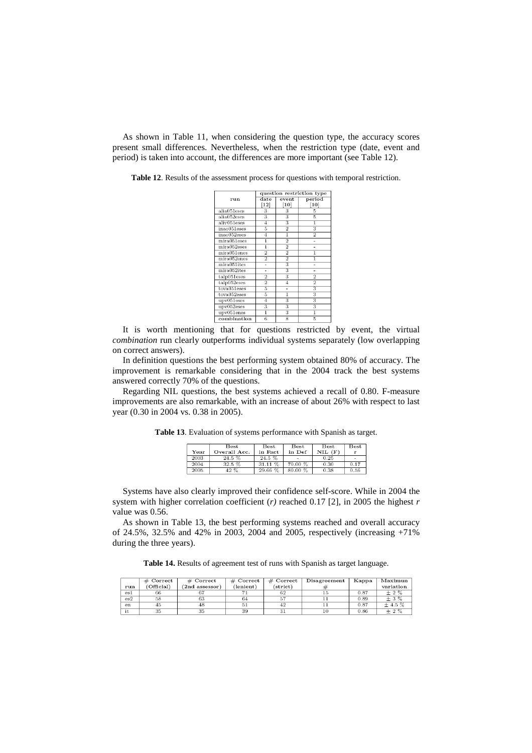As shown in Table 11, when considering the question type, the accuracy scores present small differences. Nevertheless, when the restriction type (date, event and period) is taken into account, the differences are more important (see Table 12).

**Table 12**. Results of the assessment process for questions with temporal restriction.

| run | question restriction type | | |
|---|---|---|---|
| | date [12] | event [10] | period [10] |
| alia051eses | 3 | 3 | 5 |
| alia052eses | 3 | 3 | 5 |
| aliv051eses | 4 | 3 | 1 |
| inao051eses | 5 | 2 | 3 |
| inao052eses | 4 | 1 | 2 |
| mira051eses | 1 | 2 | - |
| mira052eses | 1 | 2 | - |
| mira051enes | 2 | 2 | 1 |
| mira052enes | 2 | 2 | 1 |
| mira051ites | - | 3 | - |
| mira052ites | - | 3 | - |
| talp051eses | 2 | 3 | 2 |
| talp052eses | 2 | 4 | 2 |
| tova051eses | 5 | - | 3 |
| tova052eses | 5 | 1 | 3 |
| upv051eses | 4 | 3 | 3 |
| upv052eses | 3 | 3 | 3 |
| upv051enes | 1 | 3 | 1 |
| combination | 6 | 8 | 5 |

It is worth mentioning that for questions restricted by event, the virtual *combination* run clearly outperforms individual systems separately (low overlapping on correct answers).

In definition questions the best performing system obtained 80% of accuracy. The improvement is remarkable considering that in the 2004 track the best systems answered correctly 70% of the questions.

Regarding NIL questions, the best systems achieved a recall of 0.80. F-measure improvements are also remarkable, with an increase of about 26% with respect to last year (0.30 in 2004 vs. 0.38 in 2005).

**Table 13**. Evaluation of systems performance with Spanish as target.

| Year | Best Overall Acc. | Best in Fact | Best in Def | Best NIL (F) | Best r |
|---|---|---|---|---|---|
| 2003 | 24.5 % | 24.5 % | - | 0.25 | - |
| 2004 | 32.5 % | 31.11 % | 70.00 % | 0.30 | 0.17 |
| 2005 | 42 % | 29.66 % | 80.00 % | 0.38 | 0.56 |

Systems have also clearly improved their confidence self-score. While in 2004 the system with higher correlation coefficient (*r)* reached 0.17 [2], in 2005 the highest *r* value was 0.56.

As shown in Table 13, the best performing systems reached and overall accuracy of 24.5%, 32.5% and 42% in 2003, 2004 and 2005, respectively (increasing +71% during the three years).

**Table 14.** Results of agreement test of runs with Spanish as target language.

| run | # Correct (Official) | # Correct (2nd assessor) | # Correct (lenient) | # Correct (strict) | Disagreement # | Kappa | Maximun variation |
|---|---|---|---|---|---|---|---|
| es1 | 66 | 67 | 71 | 62 | 15 | 0.87 | ± 2 % |
| es2 | 58 | 63 | 64 | 57 | 11 | 0.89 | ± 3 % |
| en | 45 | 48 | 51 | 42 | 11 | 0.87 | ± 4.5 % |
| it | 35 | 35 | 39 | 31 | 10 | 0.86 | ± 2 % |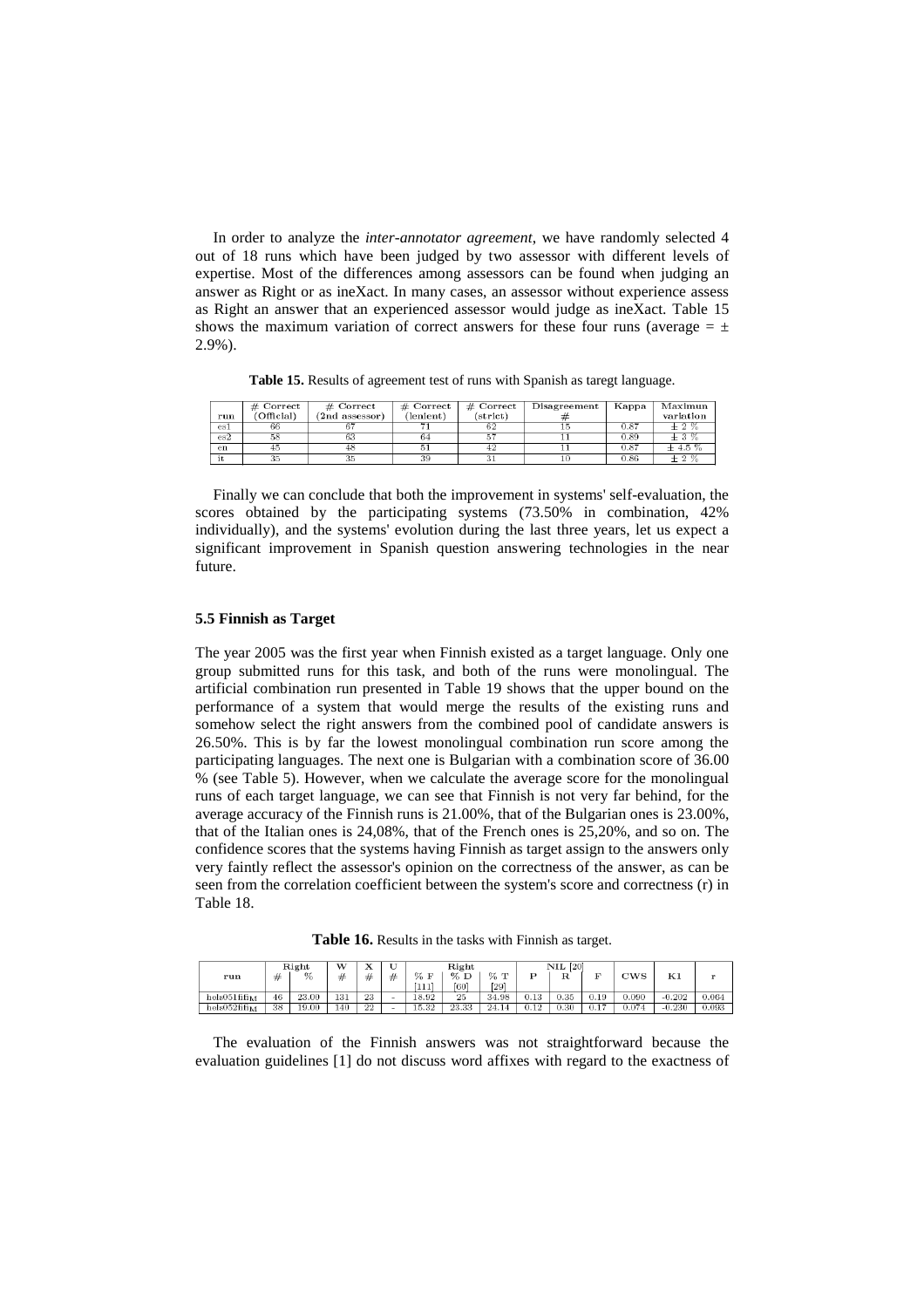In order to analyze the *inter-annotator agreement*, we have randomly selected 4 out of 18 runs which have been judged by two assessor with different levels of expertise. Most of the differences among assessors can be found when judging an answer as Right or as ineXact. In many cases, an assessor without experience assess as Right an answer that an experienced assessor would judge as ineXact. Table 15 shows the maximum variation of correct answers for these four runs (average = ± 2.9%).

**Table 15.** Results of agreement test of runs with Spanish as taregt language.

| run | # Correct (Official) | # Correct (2nd assessor) | # Correct (lenient) | # Correct (strict) | Disagreement # | Kappa | Maximun variation |
|---|---|---|---|---|---|---|---|
| es1 | 66 | 67 | 71 | 62 | 15 | 0.87 | ± 2 % |
| es2 | 58 | 63 | 64 | 57 | 11 | 0.89 | ± 3 % |
| en | 45 | 48 | 51 | 42 | 11 | 0.87 | ± 4.5 % |
| it | 35 | 35 | 39 | 31 | 10 | 0.86 | ± 2 % |

Finally we can conclude that both the improvement in systems' self-evaluation, the scores obtained by the participating systems (73.50% in combination, 42% individually), and the systems' evolution during the last three years, let us expect a significant improvement in Spanish question answering technologies in the near future.

### 5.5 Finnish as Target

The year 2005 was the first year when Finnish existed as a target language. Only one group submitted runs for this task, and both of the runs were monolingual. The artificial combination run presented in Table 19 shows that the upper bound on the performance of a system that would merge the results of the existing runs and somehow select the right answers from the combined pool of candidate answers is 26.50%. This is by far the lowest monolingual combination run score among the participating languages. The next one is Bulgarian with a combination score of 36.00 % (see Table 5). However, when we calculate the average score for the monolingual runs of each target language, we can see that Finnish is not very far behind, for the average accuracy of the Finnish runs is 21.00%, that of the Bulgarian ones is 23.00%, that of the Italian ones is 24,08%, that of the French ones is 25,20%, and so on. The confidence scores that the systems having Finnish as target assign to the answers only very faintly reflect the assessor's opinion on the correctness of the answer, as can be seen from the correlation coefficient between the system's score and correctness (r) in Table 18.

**Table 16.** Results in the tasks with Finnish as target.

| run | Right # | Right % | W # | X # | U # | Right % F [111] | Right % D [60] | Right % T [29] | NIL [20] P | NIL [20] R | NIL [20] F | CWS | K1 | r |
|---|---|---|---|---|---|---|---|---|---|---|---|---|---|---|
| $hels051fifi_M$ | 46 | 23.00 | 131 | 23 | - | 18.92 | 25 | 34.98 | 0.13 | 0.35 | 0.19 | 0.090 | -0.202 | 0.064 |
| $hels052fifi_M$ | 38 | 19.00 | 140 | 22 | - | 15.32 | 23.33 | 24.14 | 0.12 | 0.30 | 0.17 | 0.074 | -0.230 | 0.093 |

The evaluation of the Finnish answers was not straightforward because the evaluation guidelines [1] do not discuss word affixes with regard to the exactness of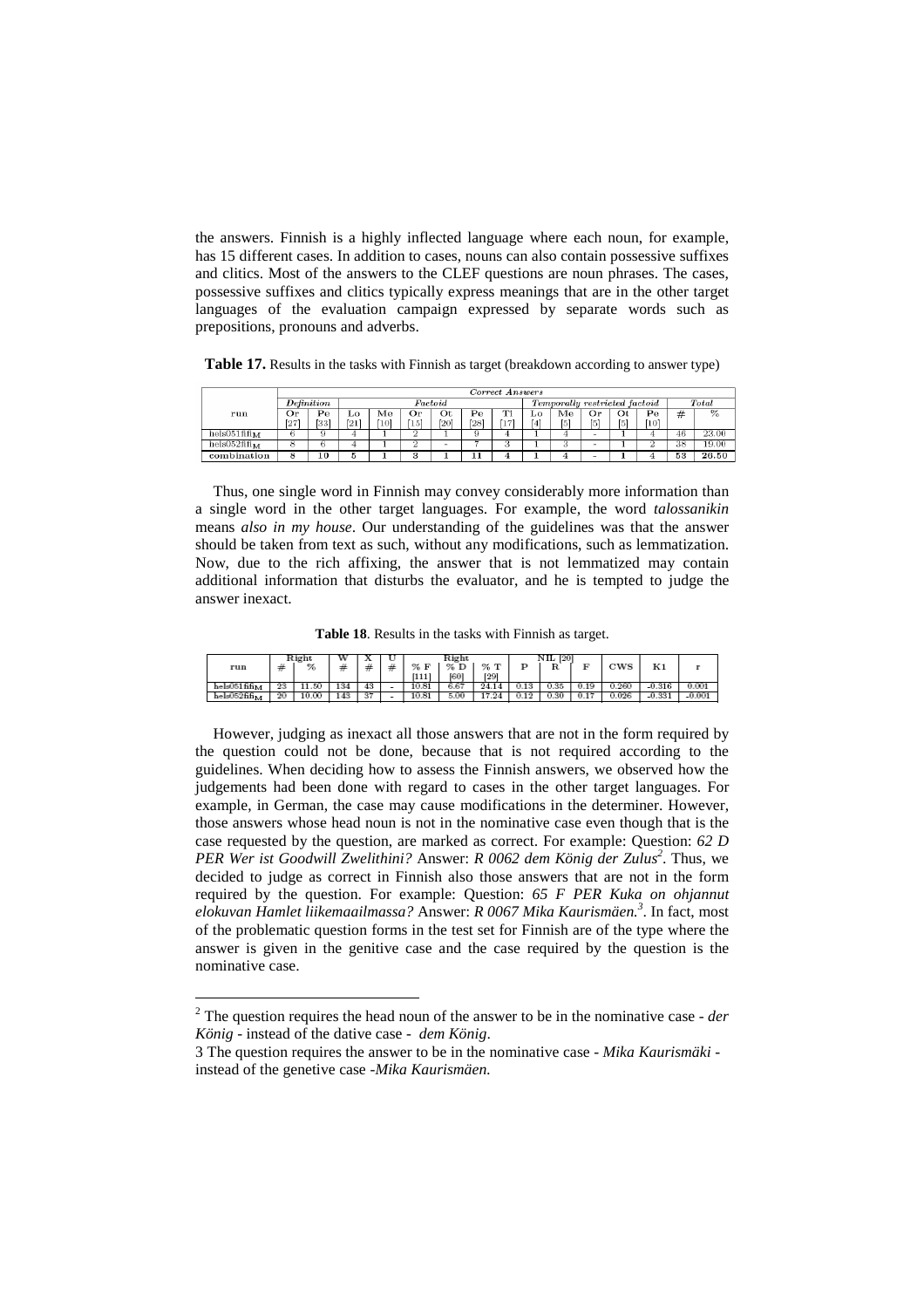the answers. Finnish is a highly inflected language where each noun, for example, has 15 different cases. In addition to cases, nouns can also contain possessive suffixes and clitics. Most of the answers to the CLEF questions are noun phrases. The cases, possessive suffixes and clitics typically express meanings that are in the other target languages of the evaluation campaign expressed by separate words such as prepositions, pronouns and adverbs.

**Table 17.** Results in the tasks with Finnish as target (breakdown according to answer type)

| run | *Correct Answers* | | | | | | | | | | | | | | | |
|---|---|---|---|---|---|---|---|---|---|---|---|---|---|---|---|---|
| | *Definition* | | *Factoid* | | | | | | *Temporally restricted factoid* | | | | | *Total* | |
| | Or [27] | Pe [33] | Lo [21] | Me [10] | Or [15] | Ot [20] | Pe [28] | Ti [17] | Lo [4] | Me [5] | Or [5] | Ot [5] | Pe [10] | # | % |
| hels051fifi$_M$ | 6 | 9 | 4 | 1 | 2 | 1 | 9 | 4 | 1 | 4 | - | 1 | 4 | 46 | 23.00 |
| hels052fifi$_M$ | 8 | 6 | 4 | 1 | 2 | - | 7 | 3 | 1 | 3 | - | 1 | 2 | 38 | 19.00 |
| combination | **8** | **10** | **5** | **1** | **3** | **1** | **11** | **4** | **1** | **4** | **-** | **1** | **4** | **53** | **26.50** |

Thus, one single word in Finnish may convey considerably more information than a single word in the other target languages. For example, the word *talossanikin* means *also in my house*. Our understanding of the guidelines was that the answer should be taken from text as such, without any modifications, such as lemmatization. Now, due to the rich affixing, the answer that is not lemmatized may contain additional information that disturbs the evaluator, and he is tempted to judge the answer inexact.

**Table 18**. Results in the tasks with Finnish as target.

| run | Right | | W | X | U | Right | | | NIL [20] | | | CWS | K1 | r |
|---|---|---|---|---|---|---|---|---|---|---|---|---|---|---|
| | # | % | # | # | # | % F [111] | % D [60] | % T [29] | P | R | F | | | |
| hels051fifi$_M$ | 23 | 11.50 | 134 | 43 | - | 10.81 | 6.67 | 24.14 | 0.13 | 0.35 | 0.19 | 0.260 | -0.316 | 0.001 |
| hels052fifi$_M$ | 20 | 10.00 | 143 | 37 | - | 10.81 | 5.00 | 17.24 | 0.12 | 0.30 | 0.17 | 0.026 | -0.331 | -0.001 |

However, judging as inexact all those answers that are not in the form required by the question could not be done, because that is not required according to the guidelines. When deciding how to assess the Finnish answers, we observed how the judgements had been done with regard to cases in the other target languages. For example, in German, the case may cause modifications in the determiner. However, those answers whose head noun is not in the nominative case even though that is the case requested by the question, are marked as correct. For example: Question: *62 D PER Wer ist Goodwill Zwelithini?* Answer: *R 0062 dem König der Zulus*[2]. Thus, we decided to judge as correct in Finnish also those answers that are not in the form required by the question. For example: Question: *65 F PER Kuka on ohjannut elokuvan Hamlet liikemaailmassa?* Answer: *R 0067 Mika Kaurismäen.*[3]. In fact, most of the problematic question forms in the test set for Finnish are of the type where the answer is given in the genitive case and the case required by the question is the nominative case.

---

[2] The question requires the head noun of the answer to be in the nominative case - *der König* - instead of the dative case - *dem König*.

3 The question requires the answer to be in the nominative case - *Mika Kaurismäki* - instead of the genetive case -*Mika Kaurismäen.*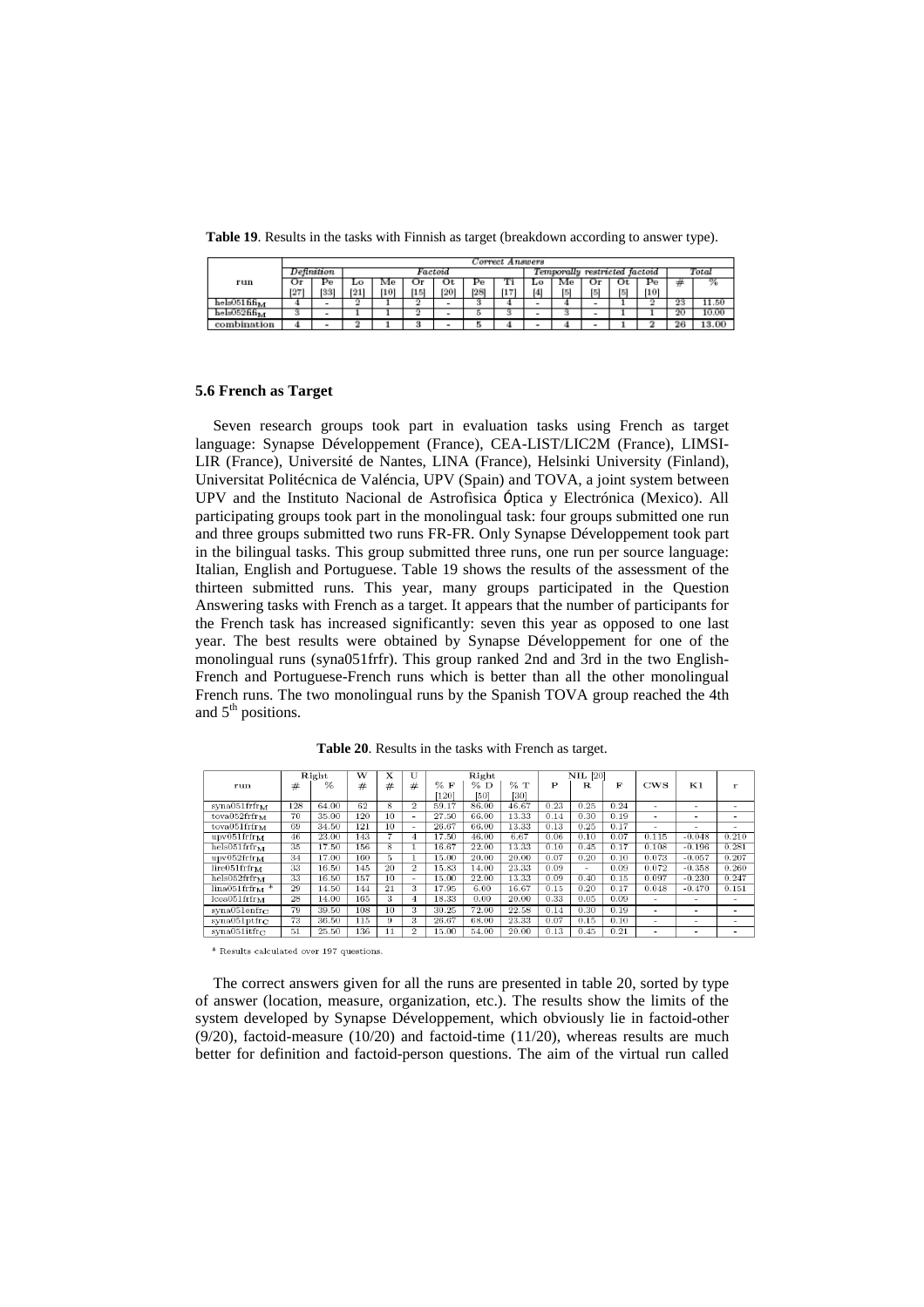**Table 19**. Results in the tasks with Finnish as target (breakdown according to answer type).

| run | Correct Answers | | | | | | | | | | | | | | | |
|---|---|---|---|---|---|---|---|---|---|---|---|---|---|---|---|---|
| | Definition | | Factoid | | | | | | Temporally restricted factoid | | | | | | Total | |
| | Or [27] | Pe [33] | Lo [21] | Me [10] | Or [15] | Ot [20] | Pe [28] | Ti [17] | Lo [4] | Me [5] | Or [5] | Ot [5] | Pe [10] | # | % |
| hels051fifi$_M$ | 4 | - | 2 | 1 | 2 | - | 3 | 4 | - | 4 | - | 1 | 2 | 23 | 11.50 |
| hels052fifi$_M$ | 3 | - | 1 | 1 | 2 | - | 5 | 3 | - | 3 | - | 1 | 1 | 20 | 10.00 |
| combination | 4 | - | 2 | 1 | 3 | - | 5 | 4 | - | 4 | - | 1 | 2 | 26 | 13.00 |

### 5.6 French as Target

Seven research groups took part in evaluation tasks using French as target language: Synapse Développement (France), CEA-LIST/LIC2M (France), LIMSI-LIR (France), Université de Nantes, LINA (France), Helsinki University (Finland), Universitat Politécnica de Valéncia, UPV (Spain) and TOVA, a joint system between UPV and the Instituto Nacional de Astrofisica Óptica y Electrónica (Mexico). All participating groups took part in the monolingual task: four groups submitted one run and three groups submitted two runs FR-FR. Only Synapse Développement took part in the bilingual tasks. This group submitted three runs, one run per source language: Italian, English and Portuguese. Table 19 shows the results of the assessment of the thirteen submitted runs. This year, many groups participated in the Question Answering tasks with French as a target. It appears that the number of participants for the French task has increased significantly: seven this year as opposed to one last year. The best results were obtained by Synapse Développement for one of the monolingual runs (syna051frfr). This group ranked 2nd and 3rd in the two English-French and Portuguese-French runs which is better than all the other monolingual French runs. The two monolingual runs by the Spanish TOVA group reached the 4th and 5th positions.

**Table 20**. Results in the tasks with French as target.

| run | Right # | Right % | W # | X # | U # | Right % F [120] | Right % D [50] | Right % T [30] | NIL [20] P | NIL [20] R | NIL [20] F | CWS | K1 | r |
|---|---|---|---|---|---|---|---|---|---|---|---|---|---|---|
| syna051frfr$_M$ | 128 | 64.00 | 62 | 8 | 2 | 59.17 | 86.00 | 46.67 | 0.23 | 0.25 | 0.24 | - | - | - |
| tova052frfr$_M$ | 70 | 35.00 | 120 | 10 | - | 27.50 | 66.00 | 13.33 | 0.14 | 0.30 | 0.19 | - | - | - |
| tova051frfr$_M$ | 69 | 34.50 | 121 | 10 | - | 26.67 | 66.00 | 13.33 | 0.13 | 0.25 | 0.17 | - | - | - |
| upv051frfr$_M$ | 46 | 23.00 | 143 | 7 | 4 | 17.50 | 46.00 | 6.67 | 0.06 | 0.10 | 0.07 | 0.115 | -0.048 | 0.210 |
| hels051frfr$_M$ | 35 | 17.50 | 156 | 8 | 1 | 16.67 | 22.00 | 13.33 | 0.10 | 0.45 | 0.17 | 0.108 | -0.196 | 0.281 |
| upv052frfr$_M$ | 34 | 17.00 | 160 | 5 | 1 | 15.00 | 20.00 | 20.00 | 0.07 | 0.20 | 0.10 | 0.073 | -0.057 | 0.207 |
| lire051frfr$_M$ | 33 | 16.50 | 145 | 20 | 2 | 15.83 | 14.00 | 23.33 | 0.09 | - | 0.09 | 0.072 | -0.358 | 0.260 |
| hels052frfr$_M$ | 33 | 16.50 | 157 | 10 | - | 15.00 | 22.00 | 13.33 | 0.09 | 0.40 | 0.15 | 0.097 | -0.230 | 0.247 |
| lina051frfr$_M$ * | 29 | 14.50 | 144 | 21 | 3 | 17.95 | 6.00 | 16.67 | 0.15 | 0.20 | 0.17 | 0.048 | -0.470 | 0.151 |
| lcea051frfr$_M$ | 28 | 14.00 | 165 | 3 | 4 | 18.33 | 0.00 | 20.00 | 0.33 | 0.05 | 0.09 | - | - | - |
| syna051enfr$_C$ | 79 | 39.50 | 108 | 10 | 3 | 30.25 | 72.00 | 22.58 | 0.14 | 0.30 | 0.19 | - | - | - |
| syna051ptfr$_C$ | 73 | 36.50 | 115 | 9 | 3 | 26.67 | 68.00 | 23.33 | 0.07 | 0.15 | 0.10 | - | - | - |
| syna051itfr$_C$ | 51 | 25.50 | 136 | 11 | 2 | 15.00 | 54.00 | 20.00 | 0.13 | 0.45 | 0.21 | - | - | - |

* Results calculated over 197 questions.

The correct answers given for all the runs are presented in table 20, sorted by type of answer (location, measure, organization, etc.). The results show the limits of the system developed by Synapse Développement, which obviously lie in factoid-other (9/20), factoid-measure (10/20) and factoid-time (11/20), whereas results are much better for definition and factoid-person questions. The aim of the virtual run called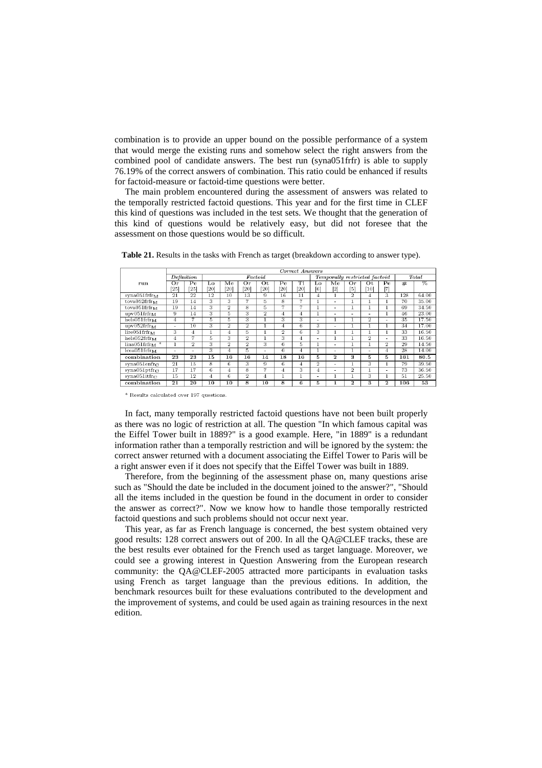combination is to provide an upper bound on the possible performance of a system that would merge the existing runs and somehow select the right answers from the combined pool of candidate answers. The best run (syna051frfr) is able to supply 76.19% of the correct answers of combination. This ratio could be enhanced if results for factoid-measure or factoid-time questions were better.

The main problem encountered during the assessment of answers was related to the temporally restricted factoid questions. This year and for the first time in CLEF this kind of questions was included in the test sets. We thought that the generation of this kind of questions would be relatively easy, but did not foresee that the assessment on those questions would be so difficult.

**Table 21.** Results in the tasks with French as target (breakdown according to answer type).

| run | *Correct Answers* | | | | | | | | | | | | | | | |
|---|---|---|---|---|---|---|---|---|---|---|---|---|---|---|---|---|
| | *Definition* | | *Factoid* | | | | | | *Temporally restricted factoid* | | | | | *Total* | |
| | Or [25] | Pe [25] | Lo [20] | Me [20] | Or [20] | Ot [20] | Pe [20] | Ti [20] | Lo [6] | Me [2] | Or [5] | Ot [10] | Pe [7] | # | % |
| syna051frfr$_M$ | 21 | 22 | 12 | 10 | 13 | 9 | 16 | 11 | 4 | 1 | 2 | 4 | 3 | 128 | 64.00 |
| tova052frfr$_M$ | 19 | 14 | 3 | 3 | 7 | 5 | 8 | 7 | 1 | - | 1 | 1 | 1 | 70 | 35.00 |
| tova051frfr$_M$ | 19 | 14 | 3 | 2 | 8 | 5 | 7 | 7 | 1 | - | 1 | 1 | 1 | 69 | 34.50 |
| upv051frfr$_M$ | 9 | 14 | 3 | 5 | 3 | 2 | 4 | 4 | 1 | - | - | - | 1 | 46 | 23.00 |
| hels051frfr$_M$ | 4 | 7 | 5 | 5 | 3 | 1 | 3 | 3 | - | 1 | 1 | 2 | - | 35 | 17.50 |
| upv052frfr$_M$ | - | 10 | 3 | 2 | 2 | 1 | 4 | 6 | 3 | - | 1 | 1 | 1 | 34 | 17.00 |
| lire051frfr$_M$ | 3 | 4 | 1 | 4 | 5 | 1 | 2 | 6 | 3 | 1 | 1 | 1 | 1 | 33 | 16.50 |
| hels052frfr$_M$ | 4 | 7 | 5 | 3 | 2 | 1 | 3 | 4 | - | 1 | 1 | 2 | - | 33 | 16.50 |
| lina051frfr$_M$ * | 1 | 2 | 3 | 2 | 2 | 3 | 6 | 5 | 1 | - | 1 | 1 | 2 | 29 | 14.50 |
| lcea051frfr$_M$ | - | - | 3 | 4 | 5 | - | 6 | 4 | 1 | - | 1 | - | 4 | 28 | 14.00 |
| **combination** | **23** | **23** | **15** | **16** | **16** | **14** | **18** | **16** | **5** | **2** | **3** | **5** | **5** | **161** | **80.5** |
| syna051enfr$_C$ | 21 | 15 | 8 | 6 | 3 | 9 | 6 | 4 | 2 | - | 1 | 3 | 1 | 79 | 39.50 |
| syna051ptfr$_C$ | 17 | 17 | 6 | 4 | 8 | 7 | 4 | 3 | 4 | - | 2 | 1 | - | 73 | 36.50 |
| syna051itfr$_C$ | 15 | 12 | 4 | 6 | 2 | 4 | 1 | 1 | - | 1 | 1 | 3 | 1 | 51 | 25.50 |
| **combination** | **21** | **20** | **10** | **10** | **8** | **10** | **8** | **6** | **5** | **1** | **2** | **3** | **2** | **106** | **53** |

\* Results calculated over 197 questions.

In fact, many temporally restricted factoid questions have not been built properly as there was no logic of restriction at all. The question "In which famous capital was the Eiffel Tower built in 1889?" is a good example. Here, "in 1889" is a redundant information rather than a temporally restriction and will be ignored by the system: the correct answer returned with a document associating the Eiffel Tower to Paris will be a right answer even if it does not specify that the Eiffel Tower was built in 1889.

Therefore, from the beginning of the assessment phase on, many questions arise such as "Should the date be included in the document joined to the answer?", "Should all the items included in the question be found in the document in order to consider the answer as correct?". Now we know how to handle those temporally restricted factoid questions and such problems should not occur next year.

This year, as far as French language is concerned, the best system obtained very good results: 128 correct answers out of 200. In all the QA@CLEF tracks, these are the best results ever obtained for the French used as target language. Moreover, we could see a growing interest in Question Answering from the European research community: the QA@CLEF-2005 attracted more participants in evaluation tasks using French as target language than the previous editions. In addition, the benchmark resources built for these evaluations contributed to the development and the improvement of systems, and could be used again as training resources in the next edition.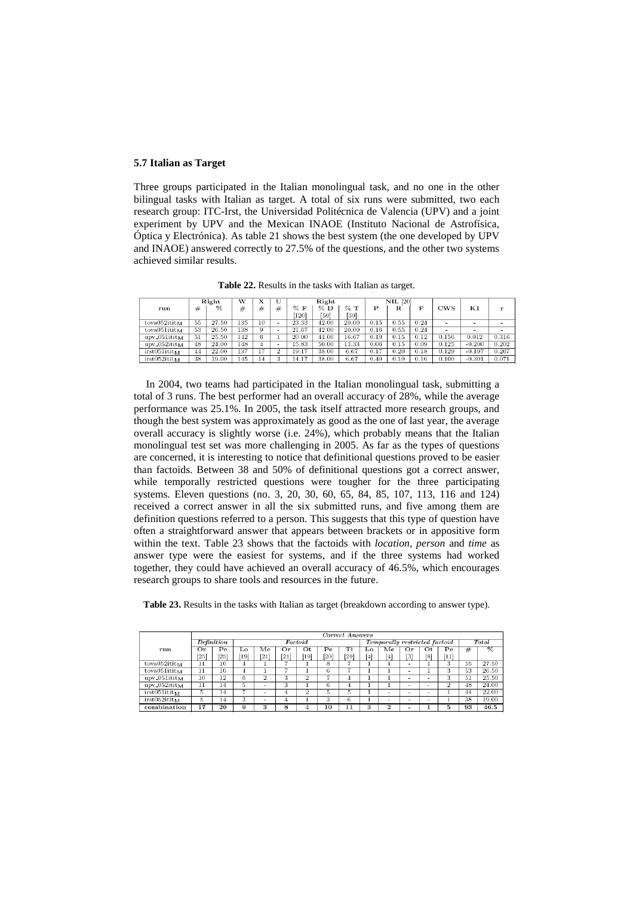### 5.7 Italian as Target

Three groups participated in the Italian monolingual task, and no one in the other bilingual tasks with Italian as target. A total of six runs were submitted, two each research group: ITC-Irst, the Universidad Politécnica de Valencia (UPV) and a joint experiment by UPV and the Mexican INAOE (Instituto Nacional de Astrofísica, Óptica y Electrónica). As table 21 shows the best system (the one developed by UPV and INAOE) answered correctly to 27.5% of the questions, and the other two systems achieved similar results.

**Table 22.** Results in the tasks with Italian as target.

| run | Right | | W | X | U | Right | | | NIL [20] | | | CWS | K1 | r |
|---|---|---|---|---|---|---|---|---|---|---|---|---|---|---|
| | # | % | # | # | # | % F [120] | % D [50] | % T [30] | P | R | F | | | |
| tova052ititM | 55 | 27.50 | 135 | 10 | - | 23.33 | 42.00 | 20.00 | 0.15 | 0.55 | 0.24 | - | - | - |
| tova051ititM | 53 | 26.50 | 138 | 9 | - | 21.67 | 42.00 | 20.00 | 0.16 | 0.55 | 0.24 | - | - | - |
| upv_051ititM | 51 | 25.50 | 142 | 6 | 1 | 20.00 | 44.00 | 16.67 | 0.10 | 0.15 | 0.12 | 0.156 | 0.012 | 0.316 |
| upv_052ititM | 48 | 24.00 | 148 | 4 | - | 15.83 | 50.00 | 13.33 | 0.06 | 0.15 | 0.09 | 0.125 | -0.200 | 0.202 |
| irst051ititM | 44 | 22.00 | 137 | 17 | 2 | 19.17 | 38.00 | 6.67 | 0.17 | 0.20 | 0.18 | 0.129 | -0.197 | 0.267 |
| irst052ititM | 38 | 19.00 | 145 | 14 | 3 | 14.17 | 38.00 | 6.67 | 0.40 | 0.10 | 0.16 | 0.100 | -0.301 | 0.071 |

In 2004, two teams had participated in the Italian monolingual task, submitting a total of 3 runs. The best performer had an overall accuracy of 28%, while the average performance was 25.1%. In 2005, the task itself attracted more research groups, and though the best system was approximately as good as the one of last year, the average overall accuracy is slightly worse (i.e. 24%), which probably means that the Italian monolingual test set was more challenging in 2005. As far as the types of questions are concerned, it is interesting to notice that definitional questions proved to be easier than factoids. Between 38 and 50% of definitional questions got a correct answer, while temporally restricted questions were tougher for the three participating systems. Eleven questions (no. 3, 20, 30, 60, 65, 84, 85, 107, 113, 116 and 124) received a correct answer in all the six submitted runs, and five among them are definition questions referred to a person. This suggests that this type of question have often a straightforward answer that appears between brackets or in appositive form within the text. Table 23 shows that the factoids with *location*, *person* and *time* as answer type were the easiest for systems, and if the three systems had worked together, they could have achieved an overall accuracy of 46.5%, which encourages research groups to share tools and resources in the future.

**Table 23.** Results in the tasks with Italian as target (breakdown according to answer type).

| run | *Correct Answers* | | | | | | | | | | | | | | |
|---|---|---|---|---|---|---|---|---|---|---|---|---|---|---|---|
| | *Definition* | | *Factoid* | | | | | | *Temporally restricted factoid* | | | | | *Total* | |
| | Or [25] | Pe [25] | Lo [19] | Me [21] | Or [21] | Ot [19] | Pe [20] | Ti [20] | Lo [4] | Me [4] | Or [3] | Ot [8] | Pe [11] | # | % |
| tova052ititM | 11 | 10 | 4 | 1 | 7 | 1 | 8 | 7 | 1 | 1 | - | 1 | 3 | 55 | 27.50 |
| tova051ititM | 11 | 10 | 4 | 1 | 7 | 1 | 6 | 7 | 1 | 1 | - | 1 | 3 | 53 | 26.50 |
| upv_051ititM | 10 | 12 | 6 | 2 | 3 | 2 | 7 | 4 | 1 | 1 | - | - | 3 | 51 | 25.50 |
| upv_052ititM | 11 | 14 | 5 | - | 3 | 1 | 6 | 4 | 1 | 1 | - | - | 2 | 48 | 24.00 |
| irst051ititM | 5 | 14 | 7 | - | 4 | 2 | 5 | 5 | 1 | - | - | - | 1 | 44 | 22.00 |
| irst052ititM | 5 | 14 | 3 | - | 4 | 1 | 3 | 6 | 1 | - | - | - | 1 | 38 | 19.00 |
| **combination** | **17** | **20** | **9** | **3** | **8** | **4** | **10** | **11** | **3** | **2** | **-** | **1** | **5** | **93** | **46.5** |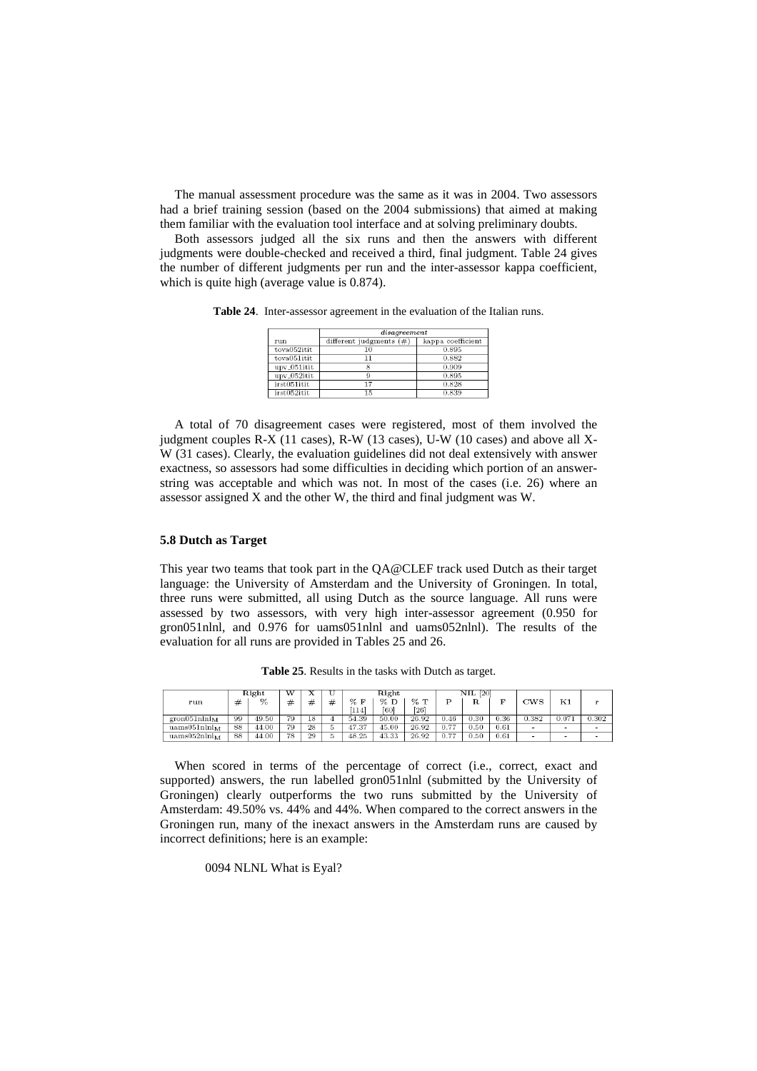The manual assessment procedure was the same as it was in 2004. Two assessors had a brief training session (based on the 2004 submissions) that aimed at making them familiar with the evaluation tool interface and at solving preliminary doubts.

Both assessors judged all the six runs and then the answers with different judgments were double-checked and received a third, final judgment. Table 24 gives the number of different judgments per run and the inter-assessor kappa coefficient, which is quite high (average value is 0.874).

**Table 24**. Inter-assessor agreement in the evaluation of the Italian runs.

| | *disagreement* | |
|---|---|---|
| run | different judgments (#) | kappa coefficient |
| tova052itit | 10 | 0.895 |
| tova051itit | 11 | 0.882 |
| upv_051itit | 8 | 0.909 |
| upv_052itit | 9 | 0.895 |
| irst051itit | 17 | 0.828 |
| irst052itit | 15 | 0.839 |

A total of 70 disagreement cases were registered, most of them involved the judgment couples R-X (11 cases), R-W (13 cases), U-W (10 cases) and above all X-W (31 cases). Clearly, the evaluation guidelines did not deal extensively with answer exactness, so assessors had some difficulties in deciding which portion of an answer-string was acceptable and which was not. In most of the cases (i.e. 26) where an assessor assigned X and the other W, the third and final judgment was W.

### 5.8 Dutch as Target

This year two teams that took part in the QA@CLEF track used Dutch as their target language: the University of Amsterdam and the University of Groningen. In total, three runs were submitted, all using Dutch as the source language. All runs were assessed by two assessors, with very high inter-assessor agreement (0.950 for gron051nlnl, and 0.976 for uams051nlnl and uams052nlnl). The results of the evaluation for all runs are provided in Tables 25 and 26.

**Table 25**. Results in the tasks with Dutch as target.

| run | Right | | W | X | U | Right | | | NIL [20] | | | CWS | K1 | r |
|---|---|---|---|---|---|---|---|---|---|---|---|---|---|---|
| | # | % | # | # | # | % F [114] | % D [60] | % T [26] | P | R | F | | | |
| gron051nlnl$_M$ | 99 | 49.50 | 79 | 18 | 4 | 54.39 | 50.00 | 26.92 | 0.46 | 0.30 | 0.36 | 0.382 | 0.071 | 0.302 |
| uams051nlnl$_M$ | 88 | 44.00 | 79 | 28 | 5 | 47.37 | 45.00 | 26.92 | 0.77 | 0.50 | 0.61 | - | - | - |
| uams052nlnl$_M$ | 88 | 44.00 | 78 | 29 | 5 | 48.25 | 43.33 | 26.92 | 0.77 | 0.50 | 0.61 | - | - | - |

When scored in terms of the percentage of correct (i.e., correct, exact and supported) answers, the run labelled gron051nlnl (submitted by the University of Groningen) clearly outperforms the two runs submitted by the University of Amsterdam: 49.50% vs. 44% and 44%. When compared to the correct answers in the Groningen run, many of the inexact answers in the Amsterdam runs are caused by incorrect definitions; here is an example:

0094 NLNL What is Eyal?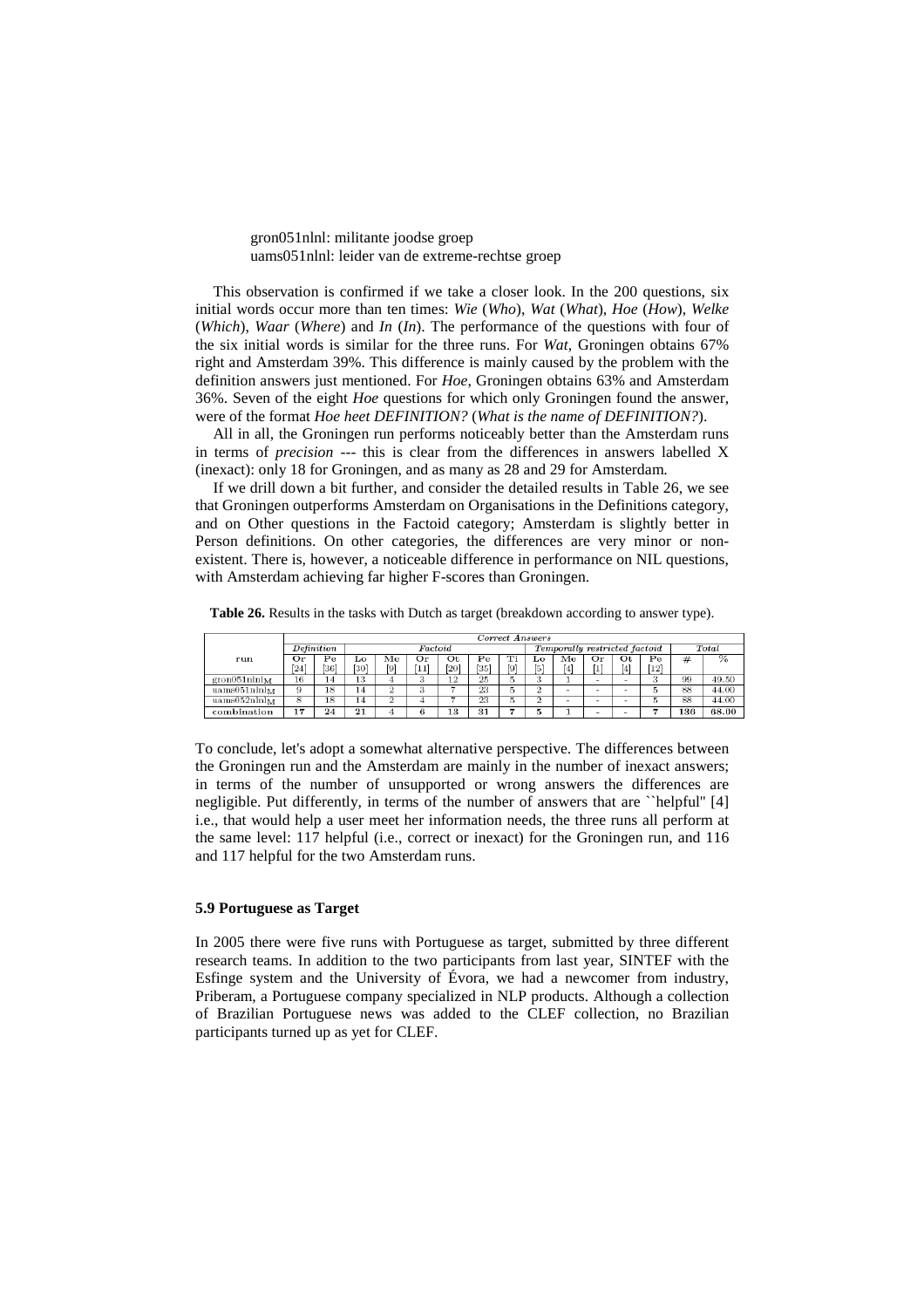gron051nlnl: militante joodse groep
uams051nlnl: leider van de extreme-rechtse groep

This observation is confirmed if we take a closer look. In the 200 questions, six initial words occur more than ten times: *Wie* (*Who*), *Wat* (*What*), *Hoe* (*How*), *Welke* (*Which*), *Waar* (*Where*) and *In* (*In*). The performance of the questions with four of the six initial words is similar for the three runs. For *Wat*, Groningen obtains 67% right and Amsterdam 39%. This difference is mainly caused by the problem with the definition answers just mentioned. For *Hoe*, Groningen obtains 63% and Amsterdam 36%. Seven of the eight *Hoe* questions for which only Groningen found the answer, were of the format *Hoe heet DEFINITION?* (*What is the name of DEFINITION?*).

All in all, the Groningen run performs noticeably better than the Amsterdam runs in terms of *precision* --- this is clear from the differences in answers labelled X (inexact): only 18 for Groningen, and as many as 28 and 29 for Amsterdam.

If we drill down a bit further, and consider the detailed results in Table 26, we see that Groningen outperforms Amsterdam on Organisations in the Definitions category, and on Other questions in the Factoid category; Amsterdam is slightly better in Person definitions. On other categories, the differences are very minor or non-existent. There is, however, a noticeable difference in performance on NIL questions, with Amsterdam achieving far higher F-scores than Groningen.

**Table 26.** Results in the tasks with Dutch as target (breakdown according to answer type).

| run | *Correct Answers* | | | | | | | | | | | | | | |
|---|---|---|---|---|---|---|---|---|---|---|---|---|---|---|---|
| | *Definition* | | *Factoid* | | | | | | *Temporally restricted factoid* | | | | | *Total* | |
| | Or [24] | Pe [36] | Lo [30] | Me [9] | Or [11] | Ot [20] | Pe [35] | Ti [9] | Lo [5] | Me [4] | Or [1] | Ot [4] | Pe [12] | # | % |
| $gron051nlnl_M$ | 16 | 14 | 13 | 4 | 3 | 12 | 25 | 5 | 3 | 1 | - | - | 3 | 99 | 49.50 |
| $uams051nlnl_M$ | 9 | 18 | 14 | 2 | 3 | 7 | 23 | 5 | 2 | - | - | - | 5 | 88 | 44.00 |
| $uams052nlnl_M$ | 8 | 18 | 14 | 2 | 4 | 7 | 23 | 5 | 2 | - | - | - | 5 | 88 | 44.00 |
| **combination** | **17** | **24** | **21** | **4** | **6** | **13** | **31** | **7** | **5** | **1** | - | - | **7** | **136** | **68.00** |

To conclude, let's adopt a somewhat alternative perspective. The differences between the Groningen run and the Amsterdam are mainly in the number of inexact answers; in terms of the number of unsupported or wrong answers the differences are negligible. Put differently, in terms of the number of answers that are ``helpful'' [4] i.e., that would help a user meet her information needs, the three runs all perform at the same level: 117 helpful (i.e., correct or inexact) for the Groningen run, and 116 and 117 helpful for the two Amsterdam runs.

### 5.9 Portuguese as Target

In 2005 there were five runs with Portuguese as target, submitted by three different research teams. In addition to the two participants from last year, SINTEF with the Esfinge system and the University of Évora, we had a newcomer from industry, Priberam, a Portuguese company specialized in NLP products. Although a collection of Brazilian Portuguese news was added to the CLEF collection, no Brazilian participants turned up as yet for CLEF.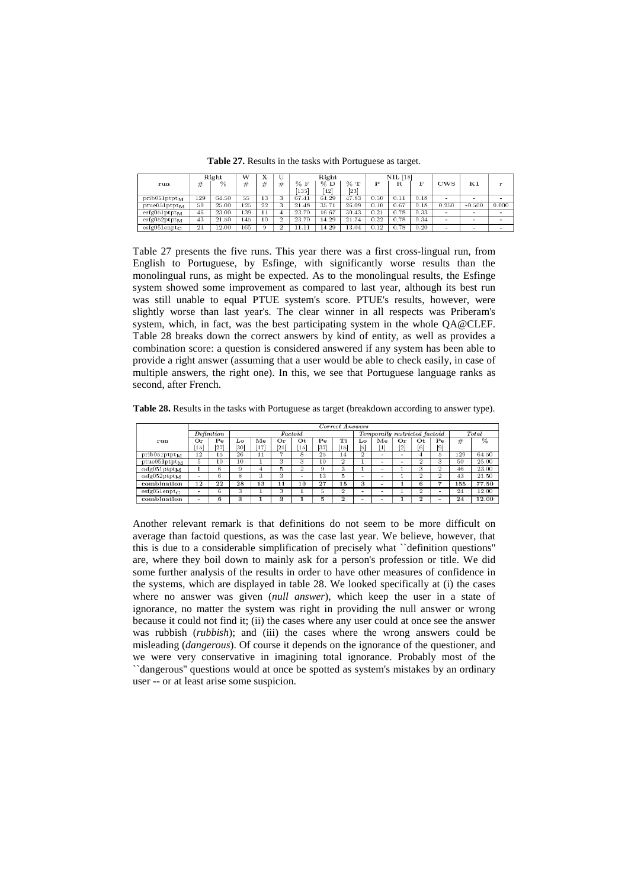**Table 27.** Results in the tasks with Portuguese as target.

| run | Right | | W | X | U | Right | | | NIL [18] | | | CWS | K1 | r |
|---|---|---|---|---|---|---|---|---|---|---|---|---|---|---|
| | # | % | # | # | # | % F [135] | % D [42] | % T [23] | P | R | F | | | |
| prib051ptpt$_M$ | 129 | 64.50 | 55 | 13 | 3 | 67.41 | 64.29 | 47.83 | 0.50 | 0.11 | 0.18 | - | - | - |
| ptue051ptpt$_M$ | 50 | 25.00 | 125 | 22 | 3 | 21.48 | 35.71 | 26.09 | 0.10 | 0.67 | 0.18 | 0.250 | -0.500 | 0.000 |
| esfg051ptpt$_M$ | 46 | 23.00 | 139 | 11 | 4 | 23.70 | 16.67 | 30.43 | 0.21 | 0.78 | 0.33 | - | - | - |
| esfg052ptpt$_M$ | 43 | 21.50 | 145 | 10 | 2 | 23.70 | 14.29 | 21.74 | 0.22 | 0.78 | 0.34 | - | - | - |
| esfg051enpt$_C$ | 24 | 12.00 | 165 | 9 | 2 | 11.11 | 14.29 | 13.04 | 0.12 | 0.78 | 0.20 | - | - | - |

Table 27 presents the five runs. This year there was a first cross-lingual run, from English to Portuguese, by Esfinge, with significantly worse results than the monolingual runs, as might be expected. As to the monolingual results, the Esfinge system showed some improvement as compared to last year, although its best run was still unable to equal PTUE system's score. PTUE's results, however, were slightly worse than last year's. The clear winner in all respects was Priberam's system, which, in fact, was the best participating system in the whole QA@CLEF. Table 28 breaks down the correct answers by kind of entity, as well as provides a combination score: a question is considered answered if any system has been able to provide a right answer (assuming that a user would be able to check easily, in case of multiple answers, the right one). In this, we see that Portuguese language ranks as second, after French.

**Table 28.** Results in the tasks with Portuguese as target (breakdown according to answer type).

| run | *Correct Answers* | | | | | | | | | | | | | | | |
|---|---|---|---|---|---|---|---|---|---|---|---|---|---|---|---|---|
| | *Definition* | | *Factoid* | | | | | | *Temporally restricted factoid* | | | | | *Total* | |
| | Or [15] | Pe [27] | Lo [30] | Me [17] | Or [21] | Ot [15] | Pe [37] | Ti [15] | Lo [5] | Me [1] | Or [2] | Ot [6] | Pe [9] | # | % |
| prib051ptpt$_M$ | 12 | 15 | 26 | 11 | 7 | 8 | 25 | 14 | 2 | - | - | 4 | 5 | 129 | 64.50 |
| ptue051ptpt$_M$ | 5 | 10 | 10 | 1 | 3 | 3 | 10 | 2 | 1 | - | - | 2 | 3 | 50 | 25.00 |
| esfg051ptpt$_M$ | 1 | 6 | 9 | 4 | 5 | 2 | 9 | 3 | 1 | - | 1 | 3 | 2 | 46 | 23.00 |
| esfg052ptpt$_M$ | - | 6 | 8 | 3 | 3 | - | 13 | 5 | - | - | 1 | 2 | 2 | 43 | 21.50 |
| **combination** | **12** | **22** | **28** | **13** | **11** | **10** | **27** | **15** | **3** | - | **1** | **6** | **7** | **155** | **77.50** |
| esfg051enpt$_C$ | - | 6 | 3 | 1 | 3 | 1 | 5 | 2 | - | - | 1 | 2 | - | 24 | 12.00 |
| **combination** | - | **6** | **3** | **1** | **3** | **1** | **5** | **2** | - | - | **1** | **2** | - | **24** | **12.00** |

Another relevant remark is that definitions do not seem to be more difficult on average than factoid questions, as was the case last year. We believe, however, that this is due to a considerable simplification of precisely what ``definition questions'' are, where they boil down to mainly ask for a person's profession or title. We did some further analysis of the results in order to have other measures of confidence in the systems, which are displayed in table 28. We looked specifically at (i) the cases where no answer was given (*null answer*), which keep the user in a state of ignorance, no matter the system was right in providing the null answer or wrong because it could not find it; (ii) the cases where any user could at once see the answer was rubbish (*rubbish*); and (iii) the cases where the wrong answers could be misleading (*dangerous*). Of course it depends on the ignorance of the questioner, and we were very conservative in imagining total ignorance. Probably most of the ``dangerous'' questions would at once be spotted as system's mistakes by an ordinary user -- or at least arise some suspicion.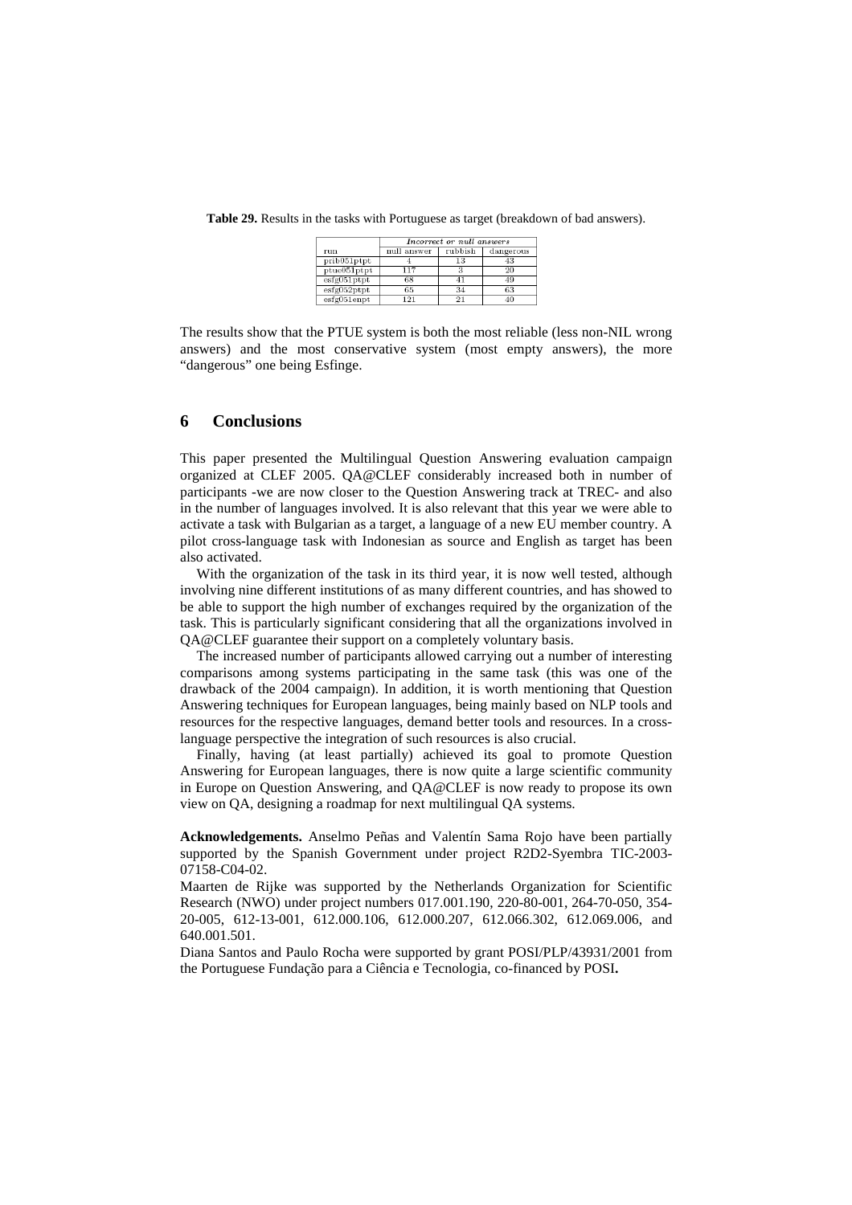**Table 29.** Results in the tasks with Portuguese as target (breakdown of bad answers).

| run | *Incorrect or null answers* | | |
| --- | --- | --- | --- |
| | null answer | rubbish | dangerous |
| prib051ptpt | 4 | 13 | 43 |
| ptue051ptpt | 117 | 3 | 20 |
| esfg051ptpt | 68 | 41 | 49 |
| esfg052ptpt | 65 | 34 | 63 |
| esfg051enpt | 121 | 21 | 40 |

The results show that the PTUE system is both the most reliable (less non-NIL wrong answers) and the most conservative system (most empty answers), the more "dangerous" one being Esfinge.

## 6 Conclusions

This paper presented the Multilingual Question Answering evaluation campaign organized at CLEF 2005. QA@CLEF considerably increased both in number of participants -we are now closer to the Question Answering track at TREC- and also in the number of languages involved. It is also relevant that this year we were able to activate a task with Bulgarian as a target, a language of a new EU member country. A pilot cross-language task with Indonesian as source and English as target has been also activated.

With the organization of the task in its third year, it is now well tested, although involving nine different institutions of as many different countries, and has showed to be able to support the high number of exchanges required by the organization of the task. This is particularly significant considering that all the organizations involved in QA@CLEF guarantee their support on a completely voluntary basis.

The increased number of participants allowed carrying out a number of interesting comparisons among systems participating in the same task (this was one of the drawback of the 2004 campaign). In addition, it is worth mentioning that Question Answering techniques for European languages, being mainly based on NLP tools and resources for the respective languages, demand better tools and resources. In a cross-language perspective the integration of such resources is also crucial.

Finally, having (at least partially) achieved its goal to promote Question Answering for European languages, there is now quite a large scientific community in Europe on Question Answering, and QA@CLEF is now ready to propose its own view on QA, designing a roadmap for next multilingual QA systems.

**Acknowledgements.** Anselmo Peñas and Valentín Sama Rojo have been partially supported by the Spanish Government under project R2D2-Syembra TIC-2003-07158-C04-02.

Maarten de Rijke was supported by the Netherlands Organization for Scientific Research (NWO) under project numbers 017.001.190, 220-80-001, 264-70-050, 354-20-005, 612-13-001, 612.000.106, 612.000.207, 612.066.302, 612.069.006, and 640.001.501.

Diana Santos and Paulo Rocha were supported by grant POSI/PLP/43931/2001 from the Portuguese Fundação para a Ciência e Tecnologia, co-financed by POSI**.**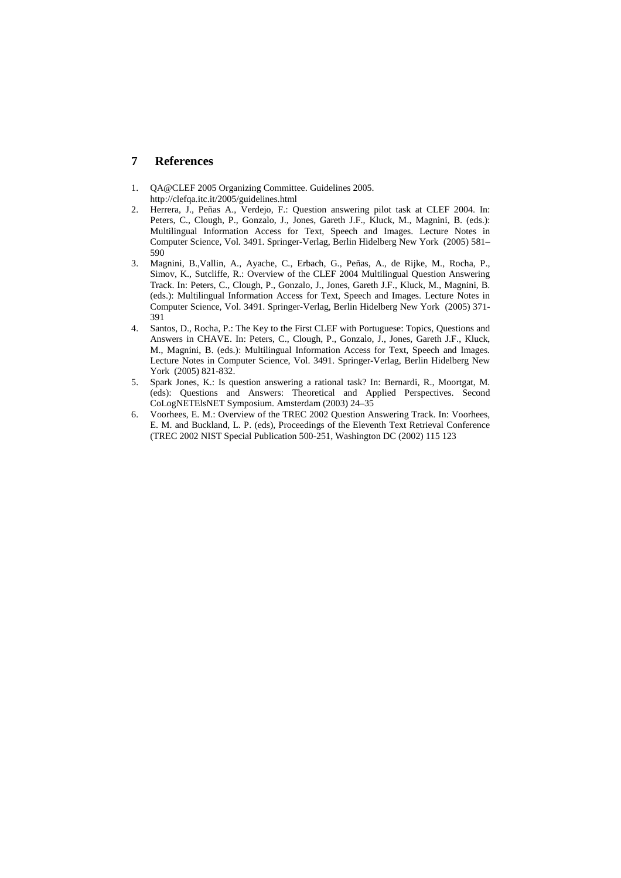## 7 References

1. QA@CLEF 2005 Organizing Committee. Guidelines 2005. http://clefqa.itc.it/2005/guidelines.html
2. Herrera, J., Peñas A., Verdejo, F.: Question answering pilot task at CLEF 2004. In: Peters, C., Clough, P., Gonzalo, J., Jones, Gareth J.F., Kluck, M., Magnini, B. (eds.): Multilingual Information Access for Text, Speech and Images. Lecture Notes in Computer Science, Vol. 3491. Springer-Verlag, Berlin Hidelberg New York (2005) 581–590
3. Magnini, B.,Vallin, A., Ayache, C., Erbach, G., Peñas, A., de Rijke, M., Rocha, P., Simov, K., Sutcliffe, R.: Overview of the CLEF 2004 Multilingual Question Answering Track. In: Peters, C., Clough, P., Gonzalo, J., Jones, Gareth J.F., Kluck, M., Magnini, B. (eds.): Multilingual Information Access for Text, Speech and Images. Lecture Notes in Computer Science, Vol. 3491. Springer-Verlag, Berlin Hidelberg New York (2005) 371-391
4. Santos, D., Rocha, P.: The Key to the First CLEF with Portuguese: Topics, Questions and Answers in CHAVE. In: Peters, C., Clough, P., Gonzalo, J., Jones, Gareth J.F., Kluck, M., Magnini, B. (eds.): Multilingual Information Access for Text, Speech and Images. Lecture Notes in Computer Science, Vol. 3491. Springer-Verlag, Berlin Hidelberg New York (2005) 821-832.
5. Spark Jones, K.: Is question answering a rational task? In: Bernardi, R., Moortgat, M. (eds): Questions and Answers: Theoretical and Applied Perspectives. Second CoLogNETElsNET Symposium. Amsterdam (2003) 24–35
6. Voorhees, E. M.: Overview of the TREC 2002 Question Answering Track. In: Voorhees, E. M. and Buckland, L. P. (eds), Proceedings of the Eleventh Text Retrieval Conference (TREC 2002 NIST Special Publication 500-251, Washington DC (2002) 115 123